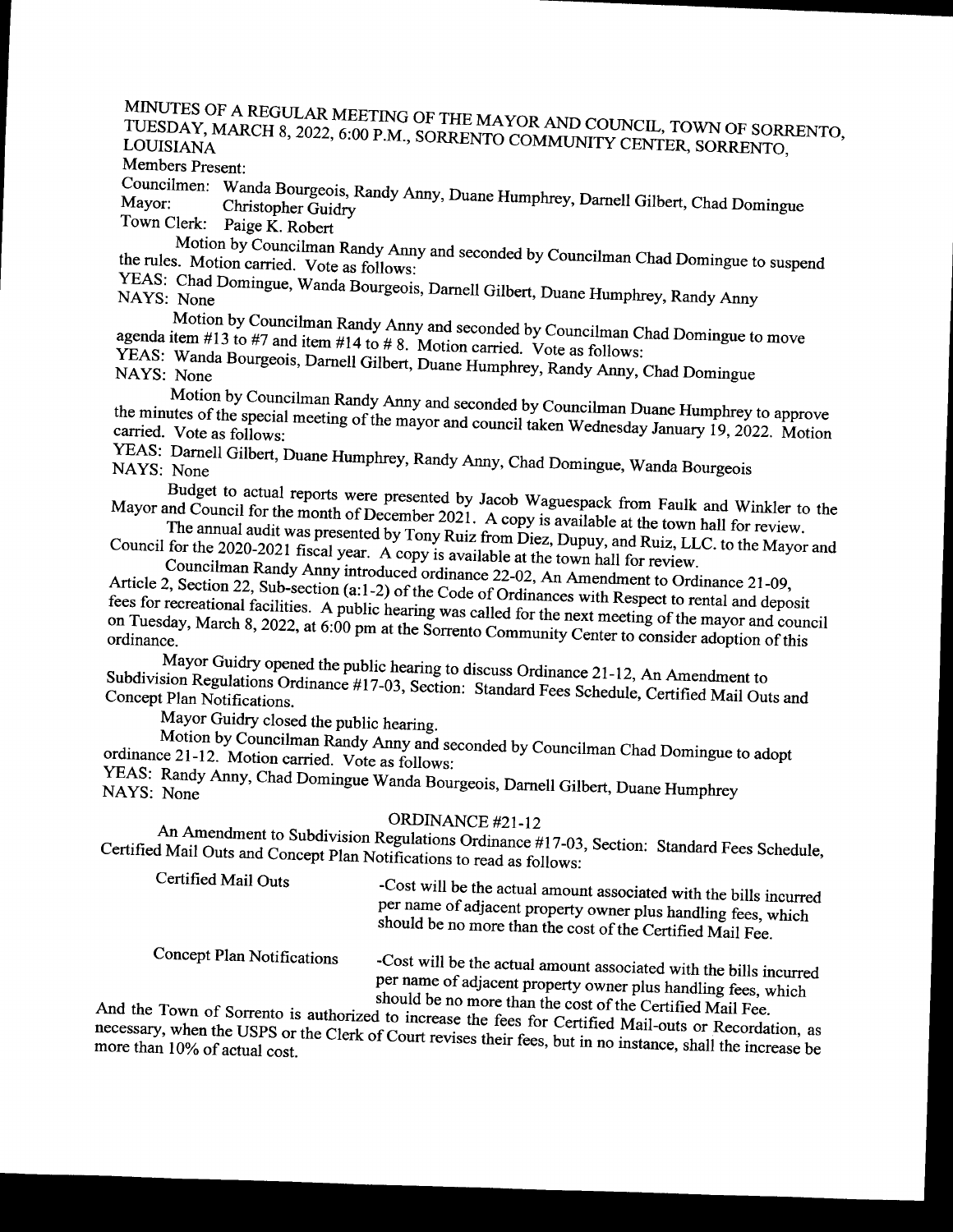MINUTES OF A REGULAR MEETING OF THE MAYOR AND COUNCIL, TOWN OF SORRENTO, TUESDAY, MARCH 8, 2022, 6:00 P.M., SORRENTO COMMUNITY CENTER, SORRENTO, LOUISIANA

Members Present:

Councilmen: Wanda Bourgeois, Randy Anny, Duane Humphrey, Darnell Gilbert, Chad Domingue
Mayor: Christopher Guidry
Town Clerk: Paige K. Robert

Motion by Councilman Randy Anny and seconded by Councilman Chad Domingue to suspend the rules. Motion carried. Vote as follows:
YEAS: Chad Domingue, Wanda Bourgeois, Darnell Gilbert, Duane Humphrey, Randy Anny
NAYS: None

Motion by Councilman Randy Anny and seconded by Councilman Chad Domingue to move agenda item #13 to #7 and item #14 to # 8. Motion carried. Vote as follows:
YEAS: Wanda Bourgeois, Darnell Gilbert, Duane Humphrey, Randy Anny, Chad Domingue
NAYS: None

Motion by Councilman Randy Anny and seconded by Councilman Duane Humphrey to approve the minutes of the special meeting of the mayor and council taken Wednesday January 19, 2022. Motion carried. Vote as follows:
YEAS: Darnell Gilbert, Duane Humphrey, Randy Anny, Chad Domingue, Wanda Bourgeois
NAYS: None

Budget to actual reports were presented by Jacob Waguespack from Faulk and Winkler to the Mayor and Council for the month of December 2021. A copy is available at the town hall for review.

The annual audit was presented by Tony Ruiz from Diez, Dupuy, and Ruiz, LLC. to the Mayor and Council for the 2020-2021 fiscal year. A copy is available at the town hall for review.

Councilman Randy Anny introduced ordinance 22-02, An Amendment to Ordinance 21-09, Article 2, Section 22, Sub-section (a:1-2) of the Code of Ordinances with Respect to rental and deposit fees for recreational facilities. A public hearing was called for the next meeting of the mayor and council on Tuesday, March 8, 2022, at 6:00 pm at the Sorrento Community Center to consider adoption of this ordinance.

Mayor Guidry opened the public hearing to discuss Ordinance 21-12, An Amendment to Subdivision Regulations Ordinance #17-03, Section: Standard Fees Schedule, Certified Mail Outs and Concept Plan Notifications.

Mayor Guidry closed the public hearing.

Motion by Councilman Randy Anny and seconded by Councilman Chad Domingue to adopt ordinance 21-12. Motion carried. Vote as follows:
YEAS: Randy Anny, Chad Domingue Wanda Bourgeois, Darnell Gilbert, Duane Humphrey
NAYS: None

ORDINANCE #21-12

An Amendment to Subdivision Regulations Ordinance #17-03, Section: Standard Fees Schedule, Certified Mail Outs and Concept Plan Notifications to read as follows:

| | |
|---|---|
| Certified Mail Outs | -Cost will be the actual amount associated with the bills incurred per name of adjacent property owner plus handling fees, which should be no more than the cost of the Certified Mail Fee. |
| Concept Plan Notifications | -Cost will be the actual amount associated with the bills incurred per name of adjacent property owner plus handling fees, which should be no more than the cost of the Certified Mail Fee. |

And the Town of Sorrento is authorized to increase the fees for Certified Mail-outs or Recordation, as necessary, when the USPS or the Clerk of Court revises their fees, but in no instance, shall the increase be more than 10% of actual cost.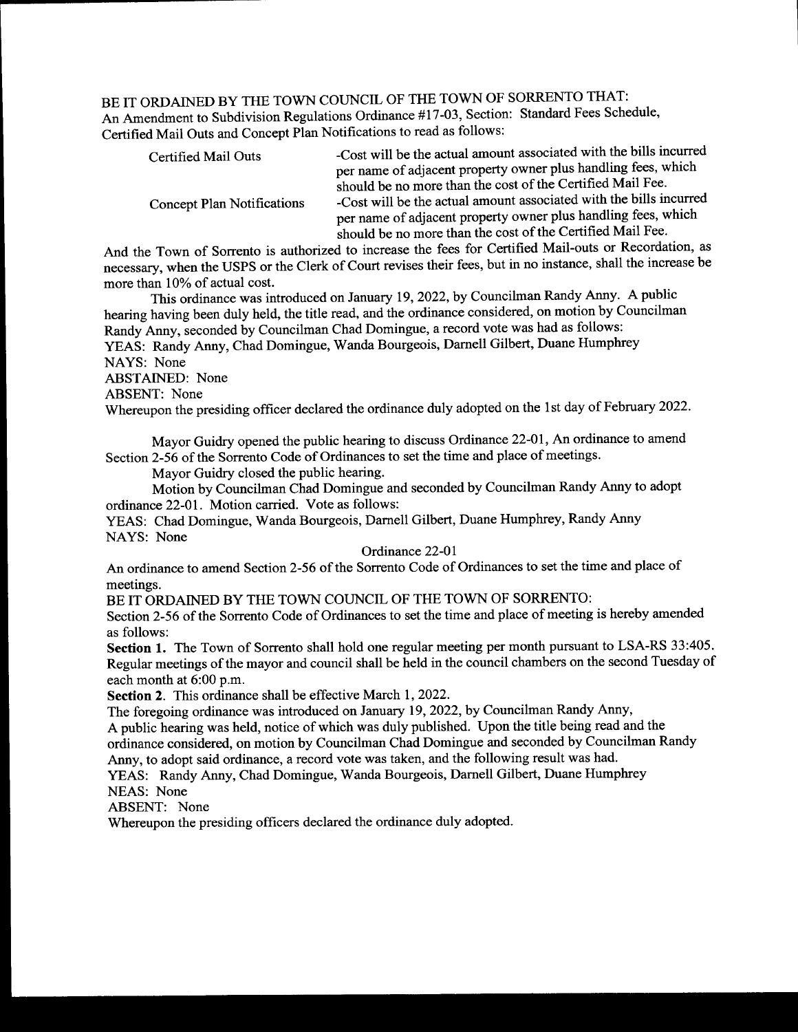BE IT ORDAINED BY THE TOWN COUNCIL OF THE TOWN OF SORRENTO THAT:
An Amendment to Subdivision Regulations Ordinance #17-03, Section: Standard Fees Schedule, Certified Mail Outs and Concept Plan Notifications to read as follows:

| | |
|---|---|
| Certified Mail Outs | -Cost will be the actual amount associated with the bills incurred per name of adjacent property owner plus handling fees, which should be no more than the cost of the Certified Mail Fee. |
| Concept Plan Notifications | -Cost will be the actual amount associated with the bills incurred per name of adjacent property owner plus handling fees, which should be no more than the cost of the Certified Mail Fee. |

And the Town of Sorrento is authorized to increase the fees for Certified Mail-outs or Recordation, as necessary, when the USPS or the Clerk of Court revises their fees, but in no instance, shall the increase be more than 10% of actual cost.

This ordinance was introduced on January 19, 2022, by Councilman Randy Anny. A public hearing having been duly held, the title read, and the ordinance considered, on motion by Councilman Randy Anny, seconded by Councilman Chad Domingue, a record vote was had as follows:
YEAS: Randy Anny, Chad Domingue, Wanda Bourgeois, Darnell Gilbert, Duane Humphrey
NAYS: None
ABSTAINED: None
ABSENT: None
Whereupon the presiding officer declared the ordinance duly adopted on the 1st day of February 2022.

Mayor Guidry opened the public hearing to discuss Ordinance 22-01, An ordinance to amend Section 2-56 of the Sorrento Code of Ordinances to set the time and place of meetings.

Mayor Guidry closed the public hearing.

Motion by Councilman Chad Domingue and seconded by Councilman Randy Anny to adopt ordinance 22-01. Motion carried. Vote as follows:
YEAS: Chad Domingue, Wanda Bourgeois, Darnell Gilbert, Duane Humphrey, Randy Anny
NAYS: None

Ordinance 22-01

An ordinance to amend Section 2-56 of the Sorrento Code of Ordinances to set the time and place of meetings.
BE IT ORDAINED BY THE TOWN COUNCIL OF THE TOWN OF SORRENTO:
Section 2-56 of the Sorrento Code of Ordinances to set the time and place of meeting is hereby amended as follows:
**Section 1.** The Town of Sorrento shall hold one regular meeting per month pursuant to LSA-RS 33:405. Regular meetings of the mayor and council shall be held in the council chambers on the second Tuesday of each month at 6:00 p.m.
**Section 2**. This ordinance shall be effective March 1, 2022.
The foregoing ordinance was introduced on January 19, 2022, by Councilman Randy Anny,
A public hearing was held, notice of which was duly published. Upon the title being read and the ordinance considered, on motion by Councilman Chad Domingue and seconded by Councilman Randy Anny, to adopt said ordinance, a record vote was taken, and the following result was had.
YEAS: Randy Anny, Chad Domingue, Wanda Bourgeois, Darnell Gilbert, Duane Humphrey
NEAS: None
ABSENT: None
Whereupon the presiding officers declared the ordinance duly adopted.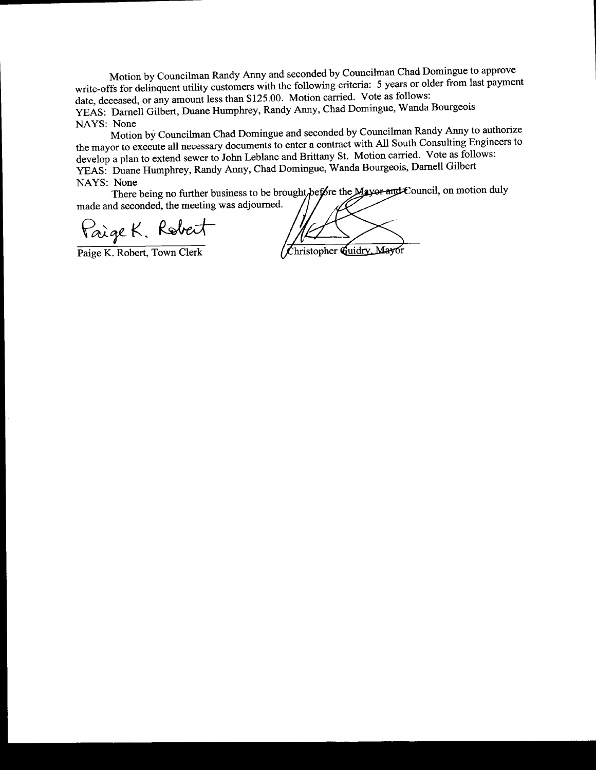Motion by Councilman Randy Anny and seconded by Councilman Chad Domingue to approve write-offs for delinquent utility customers with the following criteria: 5 years or older from last payment date, deceased, or any amount less than $125.00. Motion carried. Vote as follows:

YEAS: Darnell Gilbert, Duane Humphrey, Randy Anny, Chad Domingue, Wanda Bourgeois

NAYS: None

Motion by Councilman Chad Domingue and seconded by Councilman Randy Anny to authorize the mayor to execute all necessary documents to enter a contract with All South Consulting Engineers to develop a plan to extend sewer to John Leblanc and Brittany St. Motion carried. Vote as follows:

YEAS: Duane Humphrey, Randy Anny, Chad Domingue, Wanda Bourgeois, Darnell Gilbert

NAYS: None

There being no further business to be brought before the Mayor and Council, on motion duly made and seconded, the meeting was adjourned.

Paige K. Robert, Town Clerk

Christopher Guidry, Mayor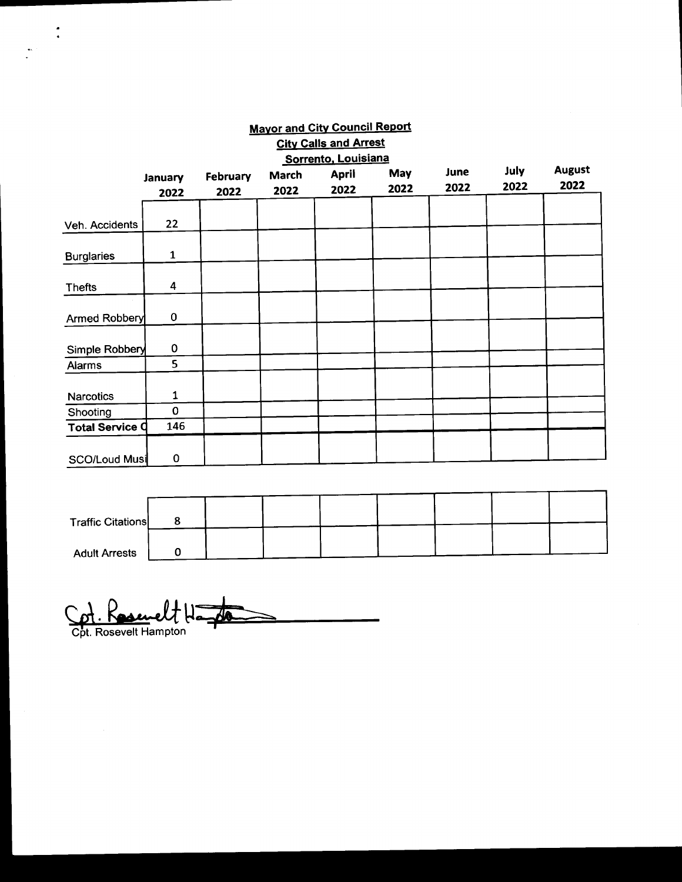**Mayor and City Council Report**

**City Calls and Arrest**

**Sorrento, Louisiana**

| | January 2022 | February 2022 | March 2022 | April 2022 | May 2022 | June 2022 | July 2022 | August 2022 |
|---|---|---|---|---|---|---|---|---|
| Veh. Accidents | 22 | | | | | | | |
| Burglaries | 1 | | | | | | | |
| Thefts | 4 | | | | | | | |
| Armed Robbery | 0 | | | | | | | |
| Simple Robbery | 0 | | | | | | | |
| Alarms | 5 | | | | | | | |
| Narcotics | 1 | | | | | | | |
| Shooting | 0 | | | | | | | |
| **Total Service C** | 146 | | | | | | | |
| SCO/Loud Musi | 0 | | | | | | | |

| | January 2022 | February 2022 | March 2022 | April 2022 | May 2022 | June 2022 | July 2022 | August 2022 |
|---|---|---|---|---|---|---|---|---|
| Traffic Citations | 8 | | | | | | | |
| Adult Arrests | 0 | | | | | | | |

Cpt. Rosevelt Hampton

Cpt. Rosevelt Hampton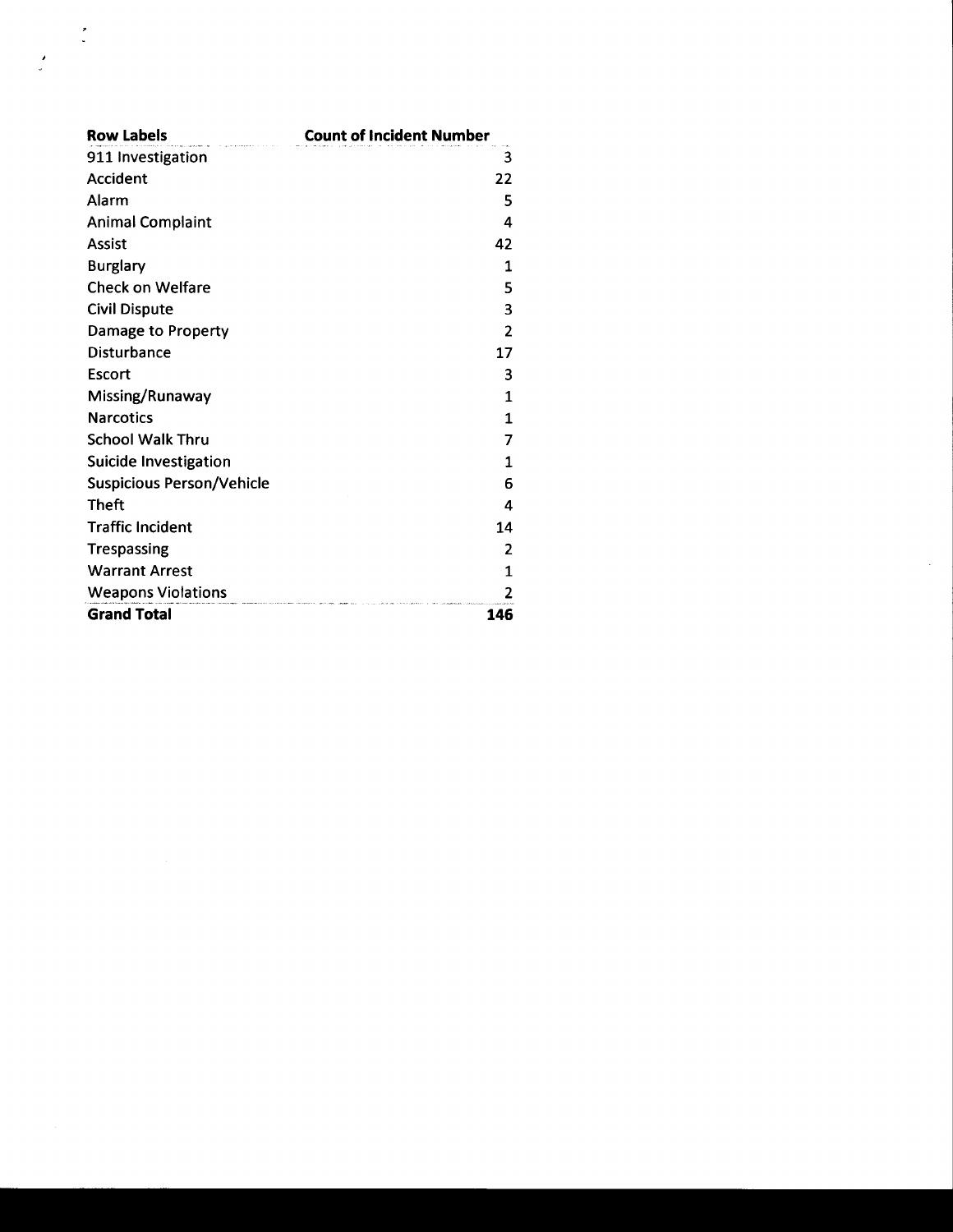| Row Labels | Count of Incident Number |
|---|---|
| 911 Investigation | 3 |
| Accident | 22 |
| Alarm | 5 |
| Animal Complaint | 4 |
| Assist | 42 |
| Burglary | 1 |
| Check on Welfare | 5 |
| Civil Dispute | 3 |
| Damage to Property | 2 |
| Disturbance | 17 |
| Escort | 3 |
| Missing/Runaway | 1 |
| Narcotics | 1 |
| School Walk Thru | 7 |
| Suicide Investigation | 1 |
| Suspicious Person/Vehicle | 6 |
| Theft | 4 |
| Traffic Incident | 14 |
| Trespassing | 2 |
| Warrant Arrest | 1 |
| Weapons Violations | 2 |
| **Grand Total** | **146** |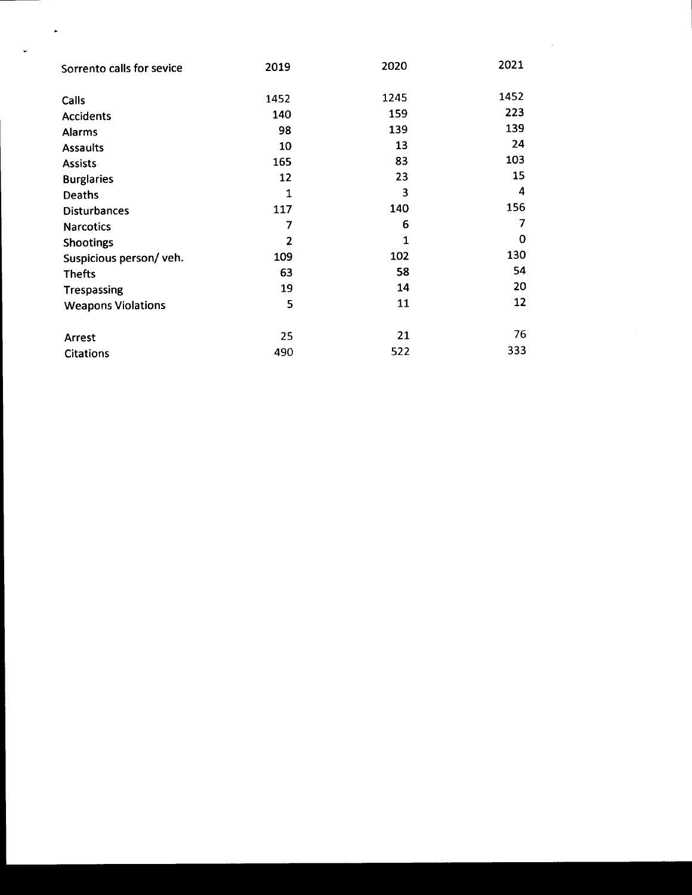| Sorrento calls for sevice | 2019 | 2020 | 2021 |
|---|---|---|---|
| Calls | 1452 | 1245 | 1452 |
| Accidents | 140 | 159 | 223 |
| Alarms | 98 | 139 | 139 |
| Assaults | 10 | 13 | 24 |
| Assists | 165 | 83 | 103 |
| Burglaries | 12 | 23 | 15 |
| Deaths | 1 | 3 | 4 |
| Disturbances | 117 | 140 | 156 |
| Narcotics | 7 | 6 | 7 |
| Shootings | 2 | 1 | 0 |
| Suspicious person/ veh. | 109 | 102 | 130 |
| Thefts | 63 | 58 | 54 |
| Trespassing | 19 | 14 | 20 |
| Weapons Violations | 5 | 11 | 12 |
| | | | |
| Arrest | 25 | 21 | 76 |
| Citations | 490 | 522 | 333 |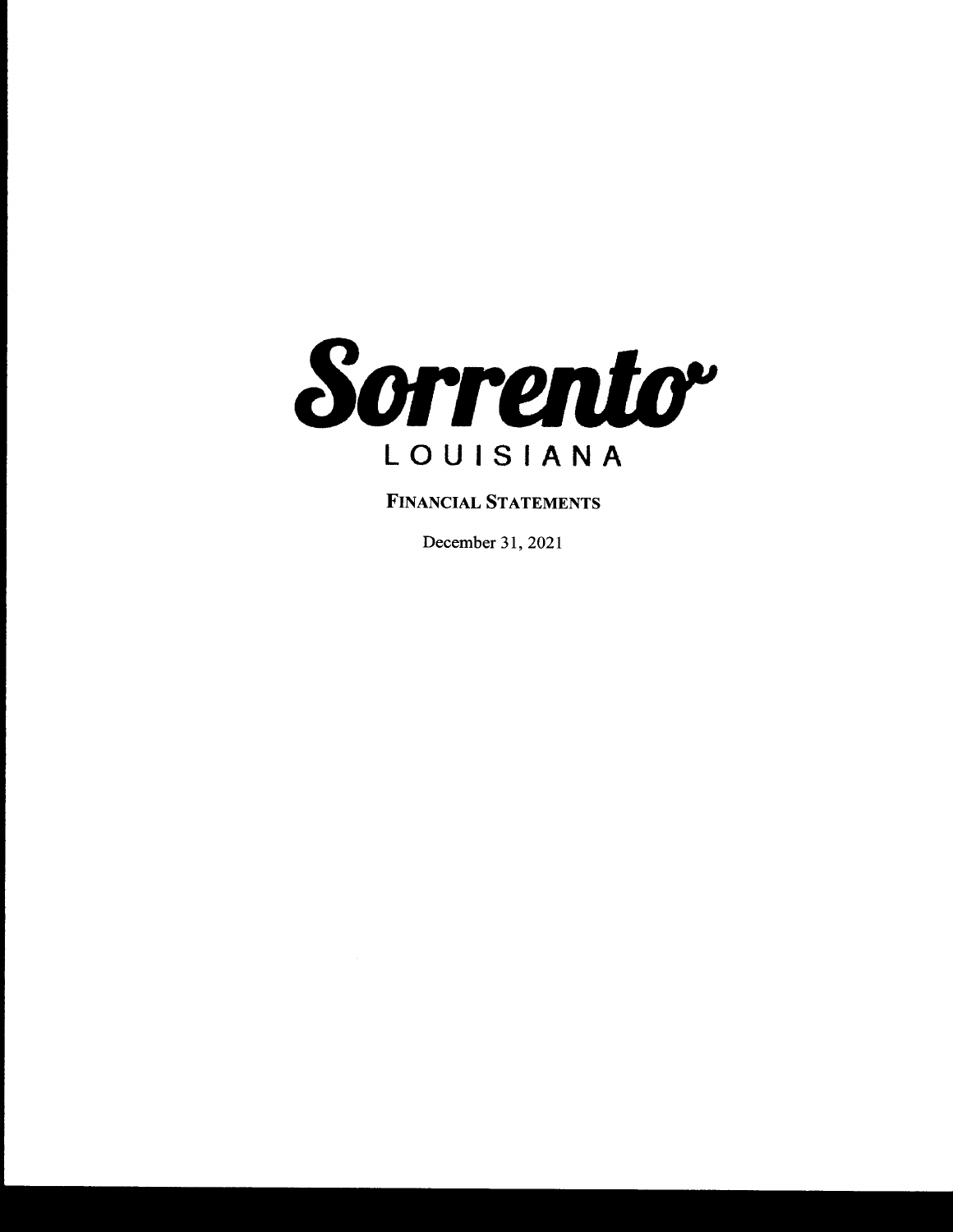# Sorrento

LOUISIANA

**FINANCIAL STATEMENTS**

December 31, 2021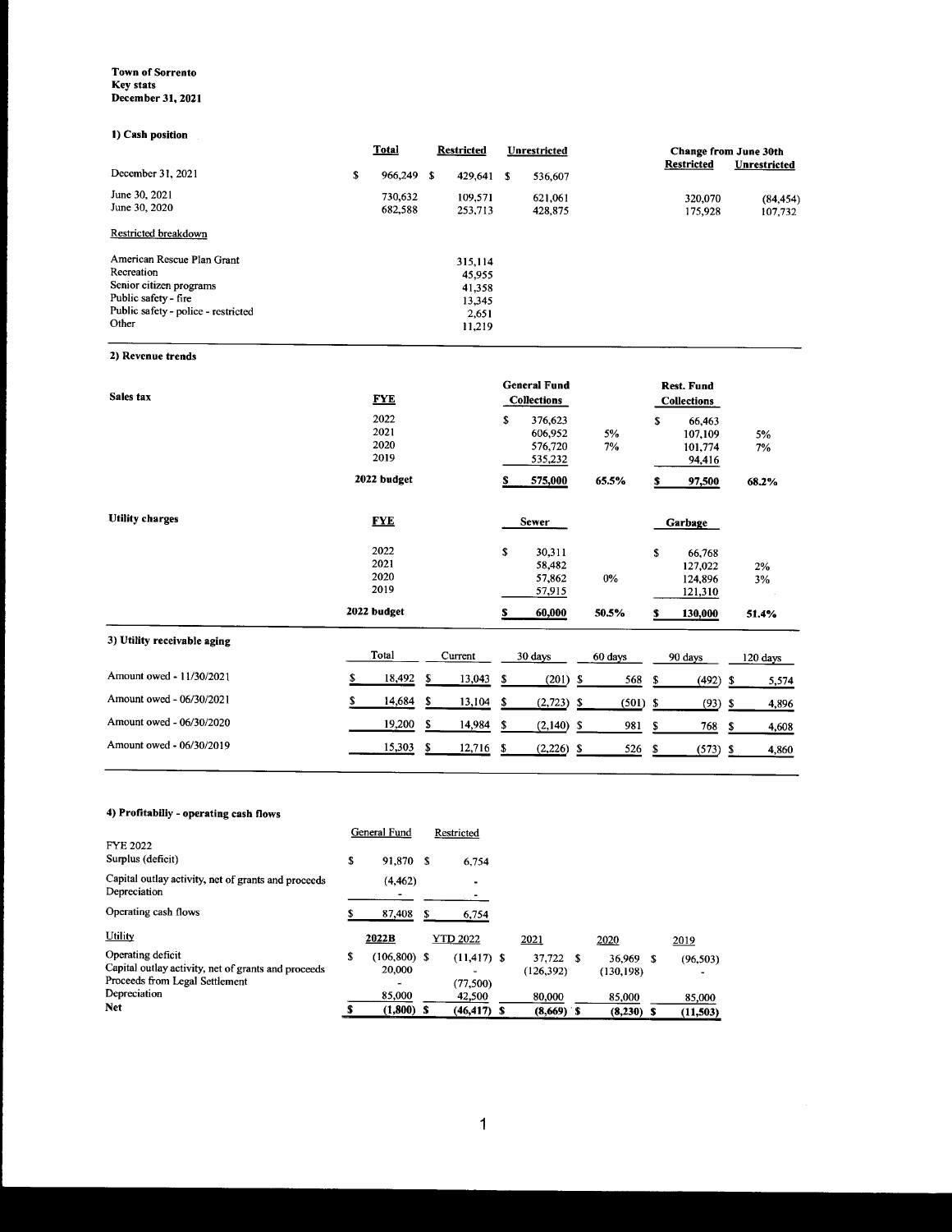**Town of Sorrento**
**Key stats**
**December 31, 2021**

### 1) Cash position

| | Total | Restricted | Unrestricted | Change from June 30th Restricted | Change from June 30th Unrestricted |
|---|---|---|---|---|---|
| December 31, 2021 | $ 966,249 | $ 429,641 | $ 536,607 | | |
| June 30, 2021 | 730,632 | 109,571 | 621,061 | 320,070 | (84,454) |
| June 30, 2020 | 682,588 | 253,713 | 428,875 | 175,928 | 107,732 |

Restricted breakdown

| | Amount |
|---|---|
| American Rescue Plan Grant | 315,114 |
| Recreation | 45,955 |
| Senior citizen programs | 41,358 |
| Public safety - fire | 13,345 |
| Public safety - police - restricted | 2,651 |
| Other | 11,219 |

### 2) Revenue trends

| Sales tax | FYE | General Fund Collections | | Rest. Fund Collections | |
|---|---|---|---|---|---|
| | 2022 | $ 376,623 | | $ 66,463 | |
| | 2021 | 606,952 | 5% | 107,109 | 5% |
| | 2020 | 576,720 | 7% | 101,774 | 7% |
| | 2019 | 535,232 | | 94,416 | |
| | **2022 budget** | **$ 575,000** | **65.5%** | **$ 97,500** | **68.2%** |

| Utility charges | FYE | Sewer | | Garbage | |
|---|---|---|---|---|---|
| | 2022 | $ 30,311 | | $ 66,768 | |
| | 2021 | 58,482 | | 127,022 | 2% |
| | 2020 | 57,862 | 0% | 124,896 | 3% |
| | 2019 | 57,915 | | 121,310 | |
| | **2022 budget** | **$ 60,000** | **50.5%** | **$ 130,000** | **51.4%** |

### 3) Utility receivable aging

| | Total | Current | 30 days | 60 days | 90 days | 120 days |
|---|---|---|---|---|---|---|
| Amount owed - 11/30/2021 | $ 18,492 | $ 13,043 | $ (201) | $ 568 | $ (492) | $ 5,574 |
| Amount owed - 06/30/2021 | $ 14,684 | $ 13,104 | $ (2,723) | $ (501) | $ (93) | $ 4,896 |
| Amount owed - 06/30/2020 | 19,200 | $ 14,984 | $ (2,140) | $ 981 | $ 768 | $ 4,608 |
| Amount owed - 06/30/2019 | 15,303 | $ 12,716 | $ (2,226) | $ 526 | $ (573) | $ 4,860 |

### 4) Profitabiliy - operating cash flows

| | General Fund | Restricted |
|---|---|---|
| FYE 2022 | | |
| Surplus (deficit) | $ 91,870 | $ 6,754 |
| Capital outlay activity, net of grants and proceeds | (4,462) | - |
| Depreciation | - | - |
| Operating cash flows | $ 87,408 | $ 6,754 |

| Utility | 2022B | YTD 2022 | 2021 | 2020 | 2019 |
|---|---|---|---|---|---|
| Operating deficit | $ (106,800) | $ (11,417) | $ 37,722 | $ 36,969 | $ (96,503) |
| Capital outlay activity, net of grants and proceeds | 20,000 | - | (126,392) | (130,198) | - |
| Proceeds from Legal Settlement | - | (77,500) | | | |
| Depreciation | 85,000 | 42,500 | 80,000 | 85,000 | 85,000 |
| **Net** | **$ (1,800)** | **$ (46,417)** | **$ (8,669)** | **$ (8,230)** | **$ (11,503)** |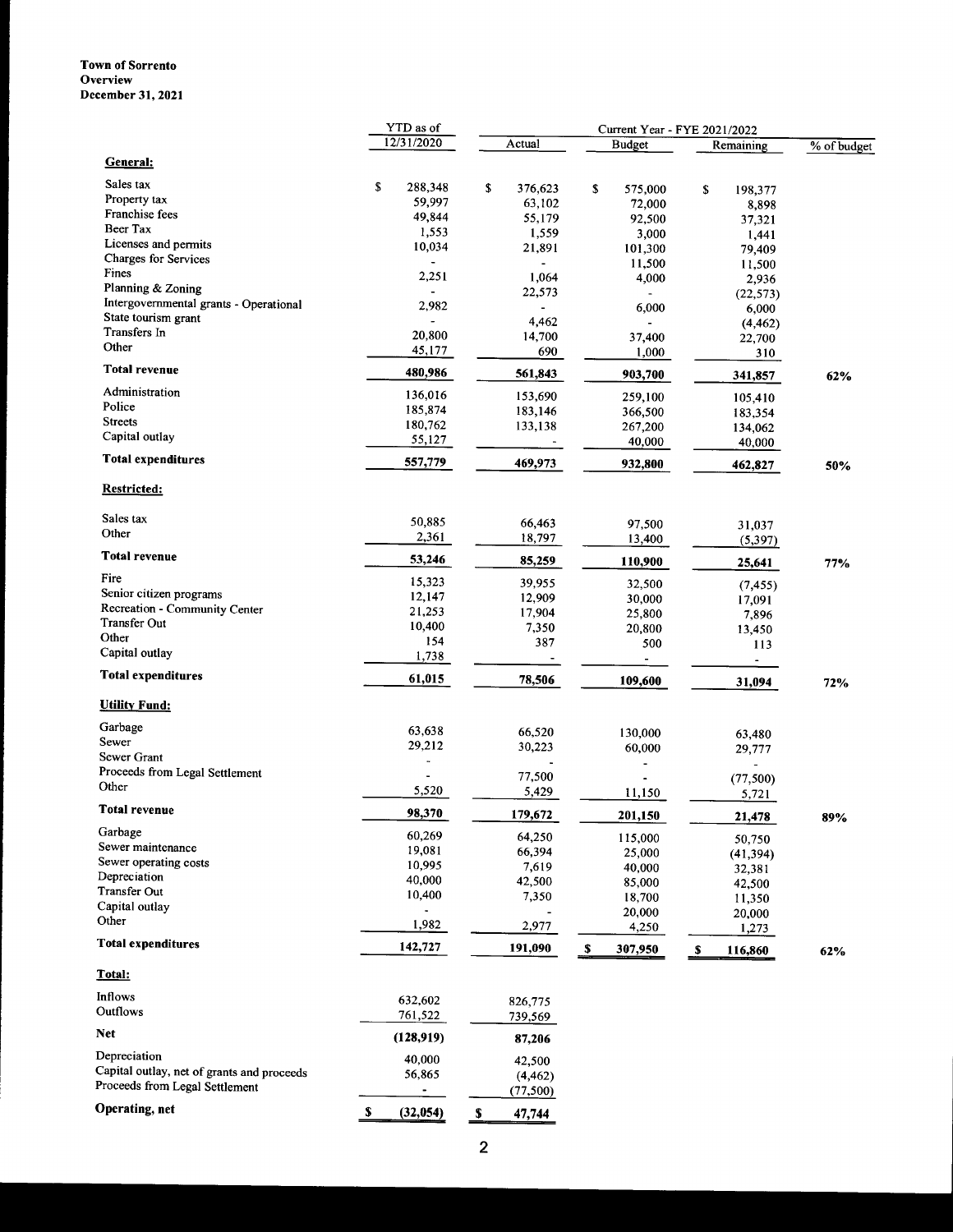**Town of Sorrento**
**Overview**
**December 31, 2021**

| | YTD as of 12/31/2020 | Current Year - FYE 2021/2022 Actual | Budget | Remaining | % of budget |
|---|---|---|---|---|---|
| **General:** | | | | | |
| Sales tax | $ 288,348 | $ 376,623 | $ 575,000 | $ 198,377 | |
| Property tax | 59,997 | 63,102 | 72,000 | 8,898 | |
| Franchise fees | 49,844 | 55,179 | 92,500 | 37,321 | |
| Beer Tax | 1,553 | 1,559 | 3,000 | 1,441 | |
| Licenses and permits | 10,034 | 21,891 | 101,300 | 79,409 | |
| Charges for Services | - | - | 11,500 | 11,500 | |
| Fines | 2,251 | 1,064 | 4,000 | 2,936 | |
| Planning & Zoning | - | 22,573 | - | (22,573) | |
| Intergovernmental grants - Operational | 2,982 | - | 6,000 | 6,000 | |
| State tourism grant | - | 4,462 | - | (4,462) | |
| Transfers In | 20,800 | 14,700 | 37,400 | 22,700 | |
| Other | 45,177 | 690 | 1,000 | 310 | |
| **Total revenue** | **480,986** | **561,843** | **903,700** | **341,857** | **62%** |
| Administration | 136,016 | 153,690 | 259,100 | 105,410 | |
| Police | 185,874 | 183,146 | 366,500 | 183,354 | |
| Streets | 180,762 | 133,138 | 267,200 | 134,062 | |
| Capital outlay | 55,127 | - | 40,000 | 40,000 | |
| **Total expenditures** | **557,779** | **469,973** | **932,800** | **462,827** | **50%** |
| **Restricted:** | | | | | |
| Sales tax | 50,885 | 66,463 | 97,500 | 31,037 | |
| Other | 2,361 | 18,797 | 13,400 | (5,397) | |
| **Total revenue** | **53,246** | **85,259** | **110,900** | **25,641** | **77%** |
| Fire | 15,323 | 39,955 | 32,500 | (7,455) | |
| Senior citizen programs | 12,147 | 12,909 | 30,000 | 17,091 | |
| Recreation - Community Center | 21,253 | 17,904 | 25,800 | 7,896 | |
| Transfer Out | 10,400 | 7,350 | 20,800 | 13,450 | |
| Other | 154 | 387 | 500 | 113 | |
| Capital outlay | 1,738 | - | - | - | |
| **Total expenditures** | **61,015** | **78,506** | **109,600** | **31,094** | **72%** |
| **Utility Fund:** | | | | | |
| Garbage | 63,638 | 66,520 | 130,000 | 63,480 | |
| Sewer | 29,212 | 30,223 | 60,000 | 29,777 | |
| Sewer Grant | - | - | - | - | |
| Proceeds from Legal Settlement | - | 77,500 | - | (77,500) | |
| Other | 5,520 | 5,429 | 11,150 | 5,721 | |
| **Total revenue** | **98,370** | **179,672** | **201,150** | **21,478** | **89%** |
| Garbage | 60,269 | 64,250 | 115,000 | 50,750 | |
| Sewer maintenance | 19,081 | 66,394 | 25,000 | (41,394) | |
| Sewer operating costs | 10,995 | 7,619 | 40,000 | 32,381 | |
| Depreciation | 40,000 | 42,500 | 85,000 | 42,500 | |
| Transfer Out | 10,400 | 7,350 | 18,700 | 11,350 | |
| Capital outlay | - | - | 20,000 | 20,000 | |
| Other | 1,982 | 2,977 | 4,250 | 1,273 | |
| **Total expenditures** | **142,727** | **191,090** | **$ 307,950** | **$ 116,860** | **62%** |
| **Total:** | | | | | |
| Inflows | 632,602 | 826,775 | | | |
| Outflows | 761,522 | 739,569 | | | |
| **Net** | **(128,919)** | **87,206** | | | |
| Depreciation | 40,000 | 42,500 | | | |
| Capital outlay, net of grants and proceeds | 56,865 | (4,462) | | | |
| Proceeds from Legal Settlement | - | (77,500) | | | |
| **Operating, net** | **$ (32,054)** | **$ 47,744** | | | |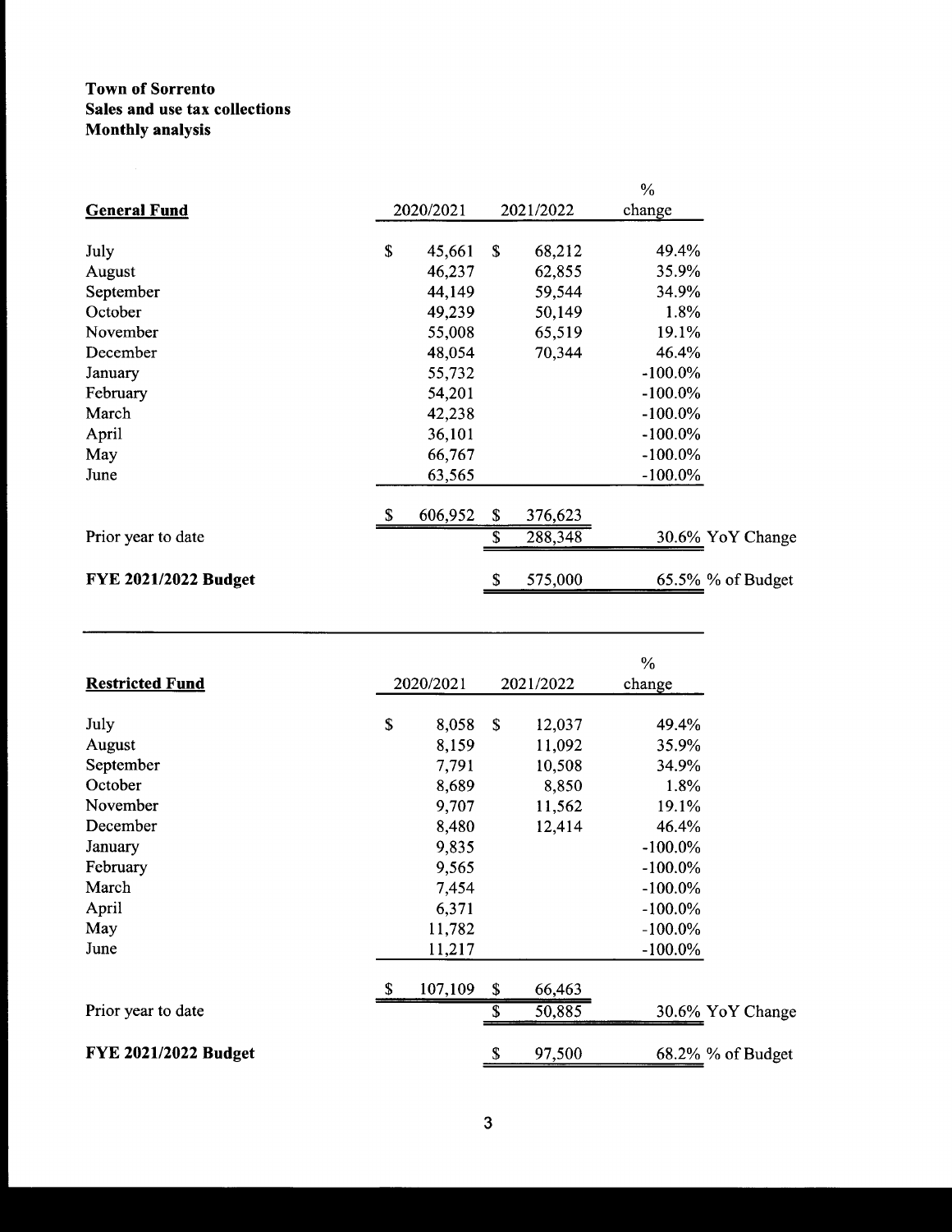**Town of Sorrento**
**Sales and use tax collections**
**Monthly analysis**

| **General Fund** | 2020/2021 | 2021/2022 | % change | |
|---|---|---|---|---|
| July | $ 45,661 | $ 68,212 | 49.4% | |
| August | 46,237 | 62,855 | 35.9% | |
| September | 44,149 | 59,544 | 34.9% | |
| October | 49,239 | 50,149 | 1.8% | |
| November | 55,008 | 65,519 | 19.1% | |
| December | 48,054 | 70,344 | 46.4% | |
| January | 55,732 | | -100.0% | |
| February | 54,201 | | -100.0% | |
| March | 42,238 | | -100.0% | |
| April | 36,101 | | -100.0% | |
| May | 66,767 | | -100.0% | |
| June | 63,565 | | -100.0% | |
| | $ 606,952 | $ 376,623 | | |
| Prior year to date | | $ 288,348 | 30.6% | YoY Change |
| **FYE 2021/2022 Budget** | | $ 575,000 | 65.5% | % of Budget |

| **Restricted Fund** | 2020/2021 | 2021/2022 | % change | |
|---|---|---|---|---|
| July | $ 8,058 | $ 12,037 | 49.4% | |
| August | 8,159 | 11,092 | 35.9% | |
| September | 7,791 | 10,508 | 34.9% | |
| October | 8,689 | 8,850 | 1.8% | |
| November | 9,707 | 11,562 | 19.1% | |
| December | 8,480 | 12,414 | 46.4% | |
| January | 9,835 | | -100.0% | |
| February | 9,565 | | -100.0% | |
| March | 7,454 | | -100.0% | |
| April | 6,371 | | -100.0% | |
| May | 11,782 | | -100.0% | |
| June | 11,217 | | -100.0% | |
| | $ 107,109 | $ 66,463 | | |
| Prior year to date | | $ 50,885 | 30.6% | YoY Change |
| **FYE 2021/2022 Budget** | | $ 97,500 | 68.2% | % of Budget |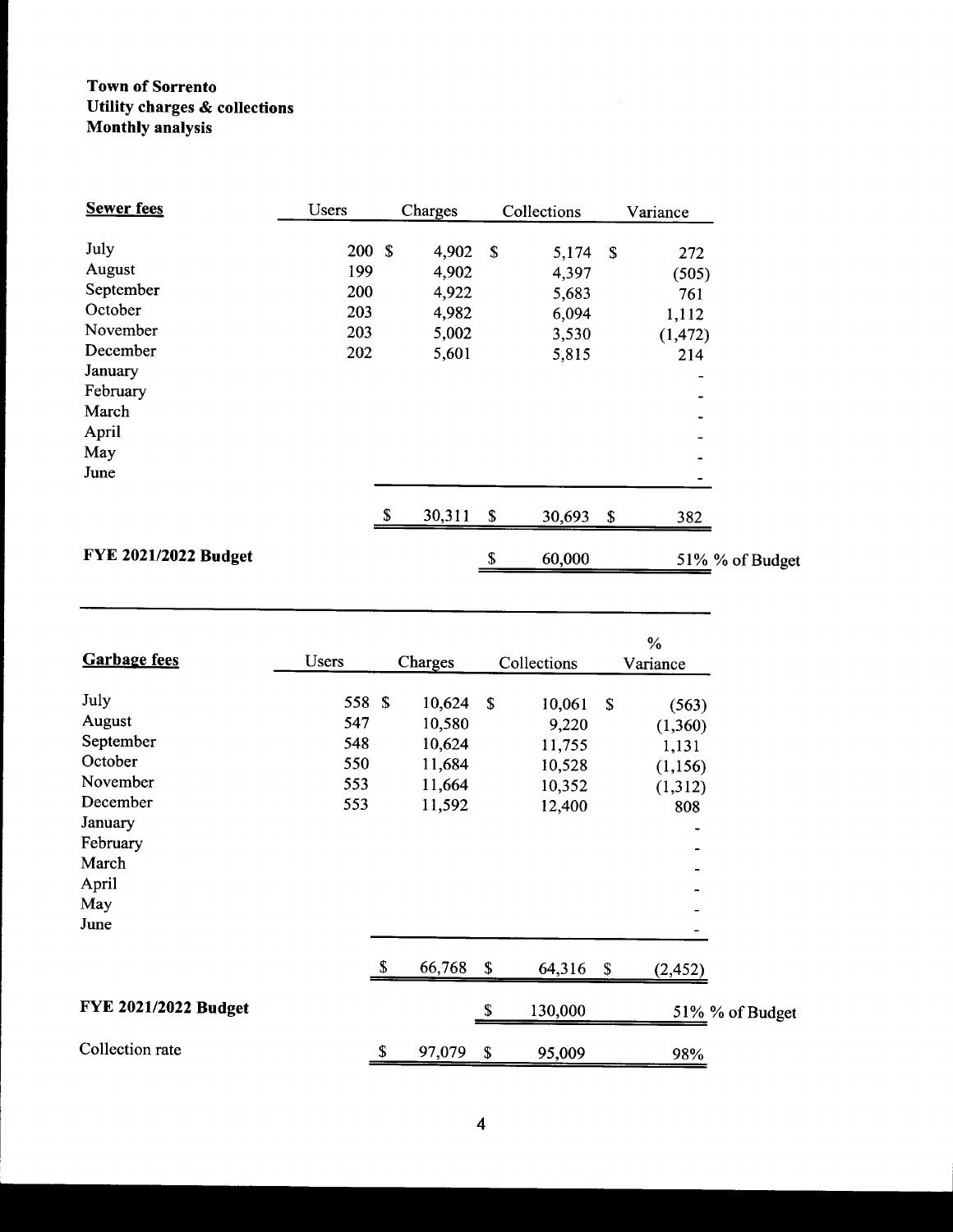**Town of Sorrento**
**Utility charges & collections**
**Monthly analysis**

| **Sewer fees** | Users | Charges | Collections | Variance | |
|---|---|---|---|---|---|
| July | 200 | $ 4,902 | $ 5,174 | $ 272 | |
| August | 199 | 4,902 | 4,397 | (505) | |
| September | 200 | 4,922 | 5,683 | 761 | |
| October | 203 | 4,982 | 6,094 | 1,112 | |
| November | 203 | 5,002 | 3,530 | (1,472) | |
| December | 202 | 5,601 | 5,815 | 214 | |
| January | | | | - | |
| February | | | | - | |
| March | | | | - | |
| April | | | | - | |
| May | | | | - | |
| June | | | | - | |
| | | $ 30,311 | $ 30,693 | $ 382 | |
| **FYE 2021/2022 Budget** | | | $ 60,000 | 51% | % of Budget |

| **Garbage fees** | Users | Charges | Collections | % Variance | |
|---|---|---|---|---|---|
| July | 558 | $ 10,624 | $ 10,061 | $ (563) | |
| August | 547 | 10,580 | 9,220 | (1,360) | |
| September | 548 | 10,624 | 11,755 | 1,131 | |
| October | 550 | 11,684 | 10,528 | (1,156) | |
| November | 553 | 11,664 | 10,352 | (1,312) | |
| December | 553 | 11,592 | 12,400 | 808 | |
| January | | | | - | |
| February | | | | - | |
| March | | | | - | |
| April | | | | - | |
| May | | | | - | |
| June | | | | - | |
| | | $ 66,768 | $ 64,316 | $ (2,452) | |
| **FYE 2021/2022 Budget** | | | $ 130,000 | 51% | % of Budget |
| Collection rate | | $ 97,079 | $ 95,009 | 98% | |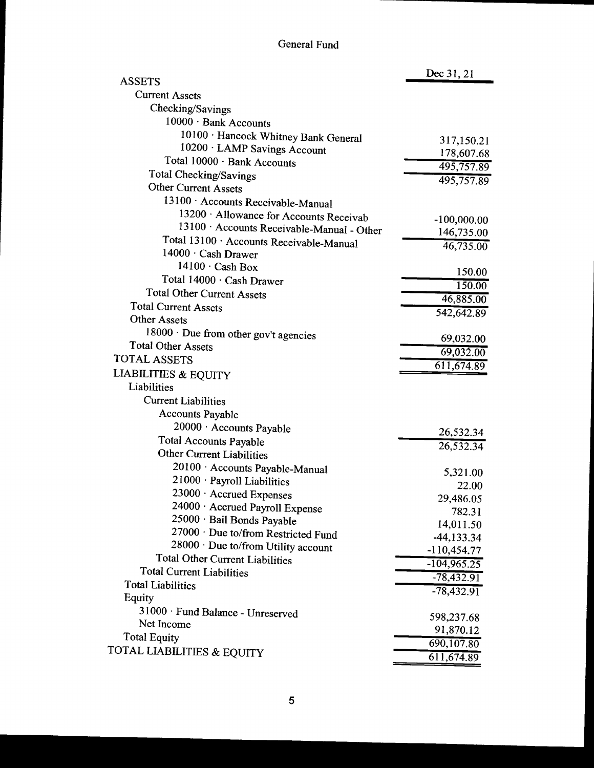# General Fund

| | Dec 31, 21 |
|---|---|
| **ASSETS** | |
| Current Assets | |
| Checking/Savings | |
| 10000 · Bank Accounts | |
| 10100 · Hancock Whitney Bank General | 317,150.21 |
| 10200 · LAMP Savings Account | 178,607.68 |
| Total 10000 · Bank Accounts | 495,757.89 |
| Total Checking/Savings | 495,757.89 |
| Other Current Assets | |
| 13100 · Accounts Receivable-Manual | |
| 13200 · Allowance for Accounts Receivab | -100,000.00 |
| 13100 · Accounts Receivable-Manual - Other | 146,735.00 |
| Total 13100 · Accounts Receivable-Manual | 46,735.00 |
| 14000 · Cash Drawer | |
| 14100 · Cash Box | 150.00 |
| Total 14000 · Cash Drawer | 150.00 |
| Total Other Current Assets | 46,885.00 |
| Total Current Assets | 542,642.89 |
| Other Assets | |
| 18000 · Due from other gov't agencies | 69,032.00 |
| Total Other Assets | 69,032.00 |
| **TOTAL ASSETS** | 611,674.89 |
| **LIABILITIES & EQUITY** | |
| Liabilities | |
| Current Liabilities | |
| Accounts Payable | |
| 20000 · Accounts Payable | 26,532.34 |
| Total Accounts Payable | 26,532.34 |
| Other Current Liabilities | |
| 20100 · Accounts Payable-Manual | 5,321.00 |
| 21000 · Payroll Liabilities | 22.00 |
| 23000 · Accrued Expenses | 29,486.05 |
| 24000 · Accrued Payroll Expense | 782.31 |
| 25000 · Bail Bonds Payable | 14,011.50 |
| 27000 · Due to/from Restricted Fund | -44,133.34 |
| 28000 · Due to/from Utility account | -110,454.77 |
| Total Other Current Liabilities | -104,965.25 |
| Total Current Liabilities | -78,432.91 |
| Total Liabilities | -78,432.91 |
| Equity | |
| 31000 · Fund Balance - Unreserved | 598,237.68 |
| Net Income | 91,870.12 |
| Total Equity | 690,107.80 |
| **TOTAL LIABILITIES & EQUITY** | 611,674.89 |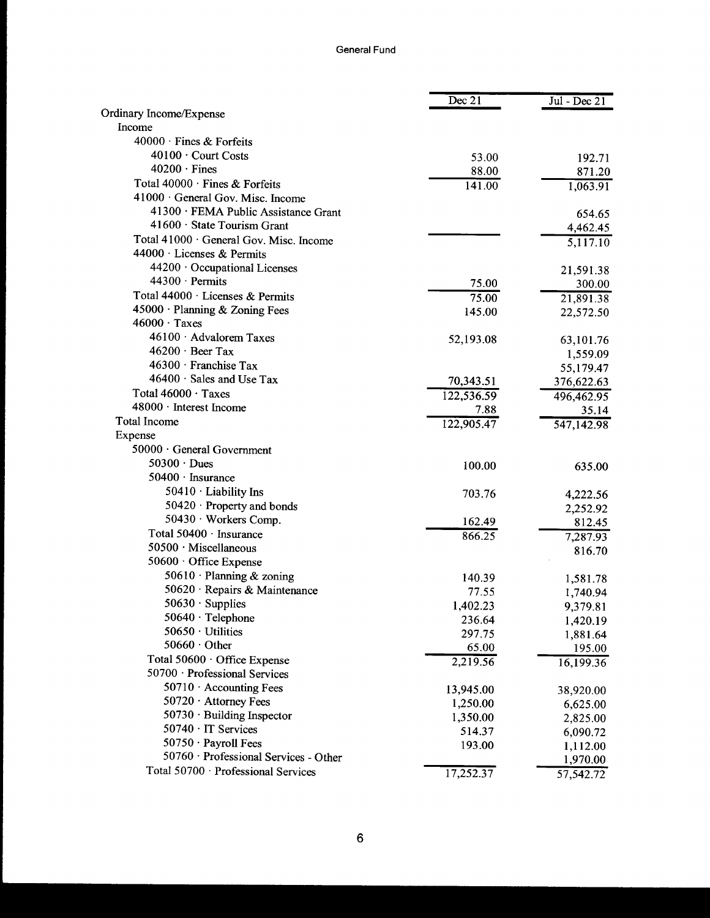# General Fund

| | Dec 21 | Jul - Dec 21 |
|---|---|---|
| Ordinary Income/Expense | | |
| Income | | |
| 40000 · Fines & Forfeits | | |
| 40100 · Court Costs | 53.00 | 192.71 |
| 40200 · Fines | 88.00 | 871.20 |
| Total 40000 · Fines & Forfeits | 141.00 | 1,063.91 |
| 41000 · General Gov. Misc. Income | | |
| 41300 · FEMA Public Assistance Grant | | 654.65 |
| 41600 · State Tourism Grant | | 4,462.45 |
| Total 41000 · General Gov. Misc. Income | | 5,117.10 |
| 44000 · Licenses & Permits | | |
| 44200 · Occupational Licenses | | 21,591.38 |
| 44300 · Permits | 75.00 | 300.00 |
| Total 44000 · Licenses & Permits | 75.00 | 21,891.38 |
| 45000 · Planning & Zoning Fees | 145.00 | 22,572.50 |
| 46000 · Taxes | | |
| 46100 · Advalorem Taxes | 52,193.08 | 63,101.76 |
| 46200 · Beer Tax | | 1,559.09 |
| 46300 · Franchise Tax | | 55,179.47 |
| 46400 · Sales and Use Tax | 70,343.51 | 376,622.63 |
| Total 46000 · Taxes | 122,536.59 | 496,462.95 |
| 48000 · Interest Income | 7.88 | 35.14 |
| Total Income | 122,905.47 | 547,142.98 |
| Expense | | |
| 50000 · General Government | | |
| 50300 · Dues | 100.00 | 635.00 |
| 50400 · Insurance | | |
| 50410 · Liability Ins | 703.76 | 4,222.56 |
| 50420 · Property and bonds | | 2,252.92 |
| 50430 · Workers Comp. | 162.49 | 812.45 |
| Total 50400 · Insurance | 866.25 | 7,287.93 |
| 50500 · Miscellaneous | | 816.70 |
| 50600 · Office Expense | | |
| 50610 · Planning & zoning | 140.39 | 1,581.78 |
| 50620 · Repairs & Maintenance | 77.55 | 1,740.94 |
| 50630 · Supplies | 1,402.23 | 9,379.81 |
| 50640 · Telephone | 236.64 | 1,420.19 |
| 50650 · Utilities | 297.75 | 1,881.64 |
| 50660 · Other | 65.00 | 195.00 |
| Total 50600 · Office Expense | 2,219.56 | 16,199.36 |
| 50700 · Professional Services | | |
| 50710 · Accounting Fees | 13,945.00 | 38,920.00 |
| 50720 · Attorney Fees | 1,250.00 | 6,625.00 |
| 50730 · Building Inspector | 1,350.00 | 2,825.00 |
| 50740 · IT Services | 514.37 | 6,090.72 |
| 50750 · Payroll Fees | 193.00 | 1,112.00 |
| 50760 · Professional Services - Other | | 1,970.00 |
| Total 50700 · Professional Services | 17,252.37 | 57,542.72 |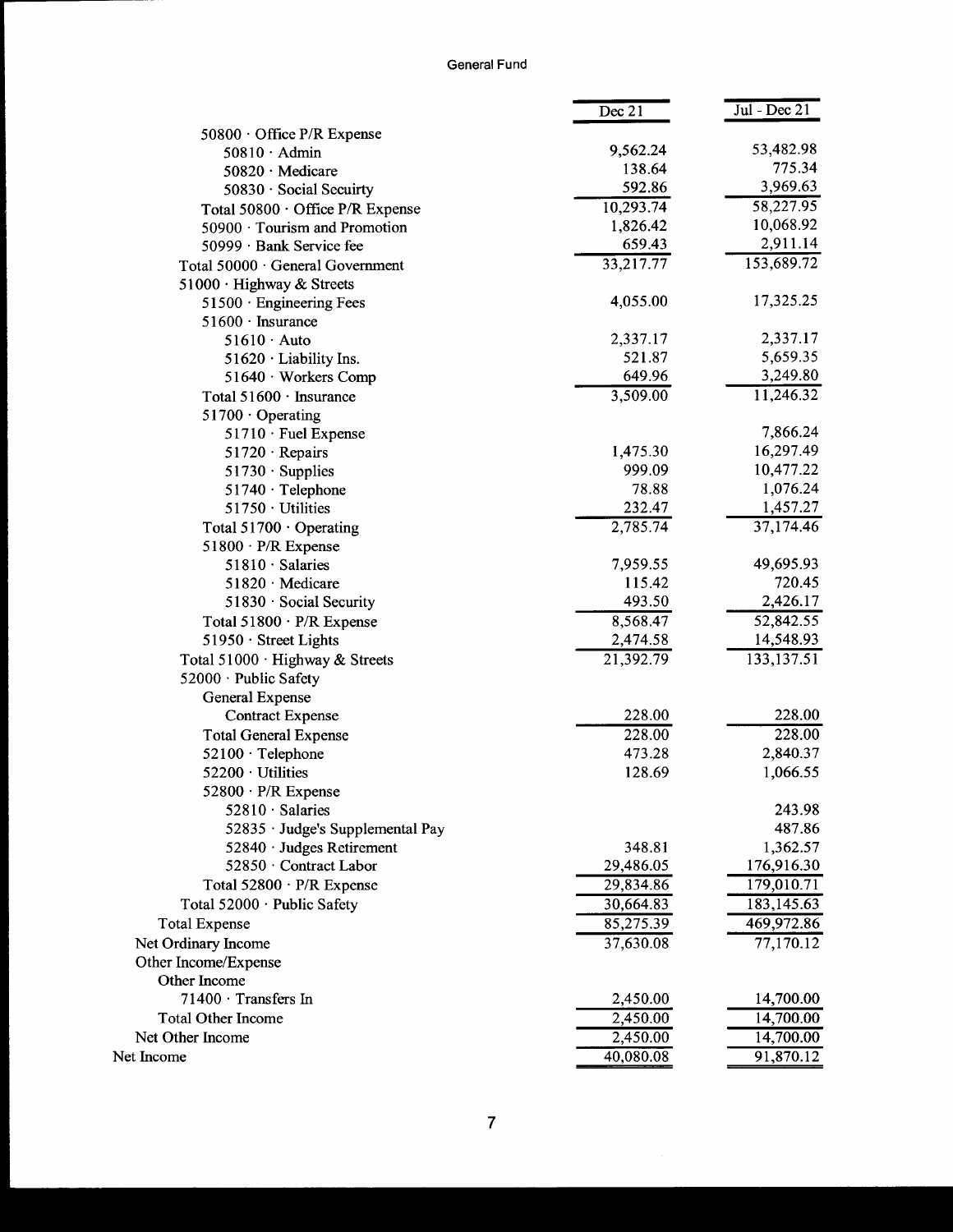General Fund

| | Dec 21 | Jul - Dec 21 |
|---|---|---|
| 50800 · Office P/R Expense | | |
| 50810 · Admin | 9,562.24 | 53,482.98 |
| 50820 · Medicare | 138.64 | 775.34 |
| 50830 · Social Secuirty | 592.86 | 3,969.63 |
| Total 50800 · Office P/R Expense | 10,293.74 | 58,227.95 |
| 50900 · Tourism and Promotion | 1,826.42 | 10,068.92 |
| 50999 · Bank Service fee | 659.43 | 2,911.14 |
| Total 50000 · General Government | 33,217.77 | 153,689.72 |
| 51000 · Highway & Streets | | |
| 51500 · Engineering Fees | 4,055.00 | 17,325.25 |
| 51600 · Insurance | | |
| 51610 · Auto | 2,337.17 | 2,337.17 |
| 51620 · Liability Ins. | 521.87 | 5,659.35 |
| 51640 · Workers Comp | 649.96 | 3,249.80 |
| Total 51600 · Insurance | 3,509.00 | 11,246.32 |
| 51700 · Operating | | |
| 51710 · Fuel Expense | | 7,866.24 |
| 51720 · Repairs | 1,475.30 | 16,297.49 |
| 51730 · Supplies | 999.09 | 10,477.22 |
| 51740 · Telephone | 78.88 | 1,076.24 |
| 51750 · Utilities | 232.47 | 1,457.27 |
| Total 51700 · Operating | 2,785.74 | 37,174.46 |
| 51800 · P/R Expense | | |
| 51810 · Salaries | 7,959.55 | 49,695.93 |
| 51820 · Medicare | 115.42 | 720.45 |
| 51830 · Social Security | 493.50 | 2,426.17 |
| Total 51800 · P/R Expense | 8,568.47 | 52,842.55 |
| 51950 · Street Lights | 2,474.58 | 14,548.93 |
| Total 51000 · Highway & Streets | 21,392.79 | 133,137.51 |
| 52000 · Public Safety | | |
| General Expense | | |
| Contract Expense | 228.00 | 228.00 |
| Total General Expense | 228.00 | 228.00 |
| 52100 · Telephone | 473.28 | 2,840.37 |
| 52200 · Utilities | 128.69 | 1,066.55 |
| 52800 · P/R Expense | | |
| 52810 · Salaries | | 243.98 |
| 52835 · Judge's Supplemental Pay | | 487.86 |
| 52840 · Judges Retirement | 348.81 | 1,362.57 |
| 52850 · Contract Labor | 29,486.05 | 176,916.30 |
| Total 52800 · P/R Expense | 29,834.86 | 179,010.71 |
| Total 52000 · Public Safety | 30,664.83 | 183,145.63 |
| Total Expense | 85,275.39 | 469,972.86 |
| Net Ordinary Income | 37,630.08 | 77,170.12 |
| Other Income/Expense | | |
| Other Income | | |
| 71400 · Transfers In | 2,450.00 | 14,700.00 |
| Total Other Income | 2,450.00 | 14,700.00 |
| Net Other Income | 2,450.00 | 14,700.00 |
| Net Income | 40,080.08 | 91,870.12 |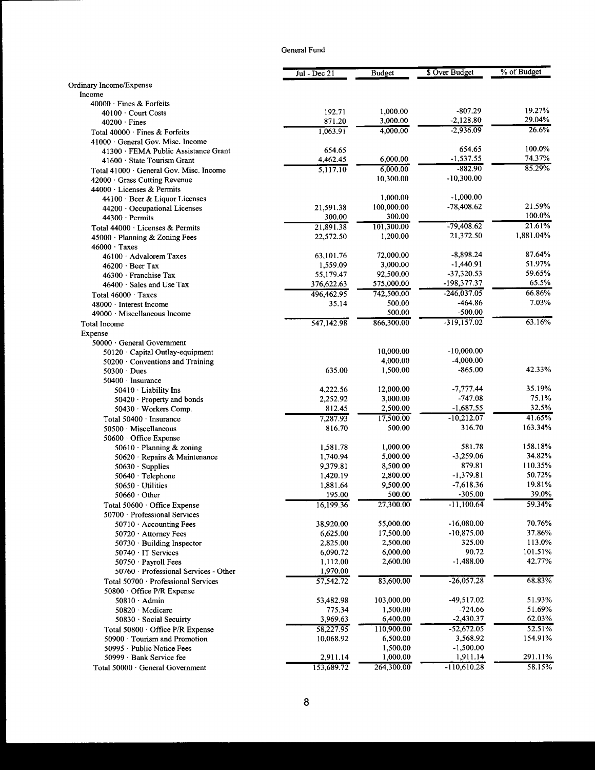General Fund

| | Jul - Dec 21 | Budget | $ Over Budget | % of Budget |
|---|---|---|---|---|
| Ordinary Income/Expense | | | | |
| Income | | | | |
| 40000 · Fines & Forfeits | | | | |
| 40100 · Court Costs | 192.71 | 1,000.00 | -807.29 | 19.27% |
| 40200 · Fines | 871.20 | 3,000.00 | -2,128.80 | 29.04% |
| Total 40000 · Fines & Forfeits | 1,063.91 | 4,000.00 | -2,936.09 | 26.6% |
| 41000 · General Gov. Misc. Income | | | | |
| 41300 · FEMA Public Assistance Grant | 654.65 | | 654.65 | 100.0% |
| 41600 · State Tourism Grant | 4,462.45 | 6,000.00 | -1,537.55 | 74.37% |
| Total 41000 · General Gov. Misc. Income | 5,117.10 | 6,000.00 | -882.90 | 85.29% |
| 42000 · Grass Cutting Revenue | | 10,300.00 | -10,300.00 | |
| 44000 · Licenses & Permits | | | | |
| 44100 · Beer & Liquor Licenses | | 1,000.00 | -1,000.00 | |
| 44200 · Occupational Licenses | 21,591.38 | 100,000.00 | -78,408.62 | 21.59% |
| 44300 · Permits | 300.00 | 300.00 | | 100.0% |
| Total 44000 · Licenses & Permits | 21,891.38 | 101,300.00 | -79,408.62 | 21.61% |
| 45000 · Planning & Zoning Fees | 22,572.50 | 1,200.00 | 21,372.50 | 1,881.04% |
| 46000 · Taxes | | | | |
| 46100 · Advalorem Taxes | 63,101.76 | 72,000.00 | -8,898.24 | 87.64% |
| 46200 · Beer Tax | 1,559.09 | 3,000.00 | -1,440.91 | 51.97% |
| 46300 · Franchise Tax | 55,179.47 | 92,500.00 | -37,320.53 | 59.65% |
| 46400 · Sales and Use Tax | 376,622.63 | 575,000.00 | -198,377.37 | 65.5% |
| Total 46000 · Taxes | 496,462.95 | 742,500.00 | -246,037.05 | 66.86% |
| 48000 · Interest Income | 35.14 | 500.00 | -464.86 | 7.03% |
| 49000 · Miscellaneous Income | | 500.00 | -500.00 | |
| Total Income | 547,142.98 | 866,300.00 | -319,157.02 | 63.16% |
| Expense | | | | |
| 50000 · General Government | | | | |
| 50120 · Capital Outlay-equipment | | 10,000.00 | -10,000.00 | |
| 50200 · Conventions and Training | | 4,000.00 | -4,000.00 | |
| 50300 · Dues | 635.00 | 1,500.00 | -865.00 | 42.33% |
| 50400 · Insurance | | | | |
| 50410 · Liability Ins | 4,222.56 | 12,000.00 | -7,777.44 | 35.19% |
| 50420 · Property and bonds | 2,252.92 | 3,000.00 | -747.08 | 75.1% |
| 50430 · Workers Comp. | 812.45 | 2,500.00 | -1,687.55 | 32.5% |
| Total 50400 · Insurance | 7,287.93 | 17,500.00 | -10,212.07 | 41.65% |
| 50500 · Miscellaneous | 816.70 | 500.00 | 316.70 | 163.34% |
| 50600 · Office Expense | | | | |
| 50610 · Planning & zoning | 1,581.78 | 1,000.00 | 581.78 | 158.18% |
| 50620 · Repairs & Maintenance | 1,740.94 | 5,000.00 | -3,259.06 | 34.82% |
| 50630 · Supplies | 9,379.81 | 8,500.00 | 879.81 | 110.35% |
| 50640 · Telephone | 1,420.19 | 2,800.00 | -1,379.81 | 50.72% |
| 50650 · Utilities | 1,881.64 | 9,500.00 | -7,618.36 | 19.81% |
| 50660 · Other | 195.00 | 500.00 | -305.00 | 39.0% |
| Total 50600 · Office Expense | 16,199.36 | 27,300.00 | -11,100.64 | 59.34% |
| 50700 · Professional Services | | | | |
| 50710 · Accounting Fees | 38,920.00 | 55,000.00 | -16,080.00 | 70.76% |
| 50720 · Attorney Fees | 6,625.00 | 17,500.00 | -10,875.00 | 37.86% |
| 50730 · Building Inspector | 2,825.00 | 2,500.00 | 325.00 | 113.0% |
| 50740 · IT Services | 6,090.72 | 6,000.00 | 90.72 | 101.51% |
| 50750 · Payroll Fees | 1,112.00 | 2,600.00 | -1,488.00 | 42.77% |
| 50760 · Professional Services - Other | 1,970.00 | | | |
| Total 50700 · Professional Services | 57,542.72 | 83,600.00 | -26,057.28 | 68.83% |
| 50800 · Office P/R Expense | | | | |
| 50810 · Admin | 53,482.98 | 103,000.00 | -49,517.02 | 51.93% |
| 50820 · Medicare | 775.34 | 1,500.00 | -724.66 | 51.69% |
| 50830 · Social Secuirty | 3,969.63 | 6,400.00 | -2,430.37 | 62.03% |
| Total 50800 · Office P/R Expense | 58,227.95 | 110,900.00 | -52,672.05 | 52.51% |
| 50900 · Tourism and Promotion | 10,068.92 | 6,500.00 | 3,568.92 | 154.91% |
| 50995 · Public Notice Fees | | 1,500.00 | -1,500.00 | |
| 50999 · Bank Service fee | 2,911.14 | 1,000.00 | 1,911.14 | 291.11% |
| Total 50000 · General Government | 153,689.72 | 264,300.00 | -110,610.28 | 58.15% |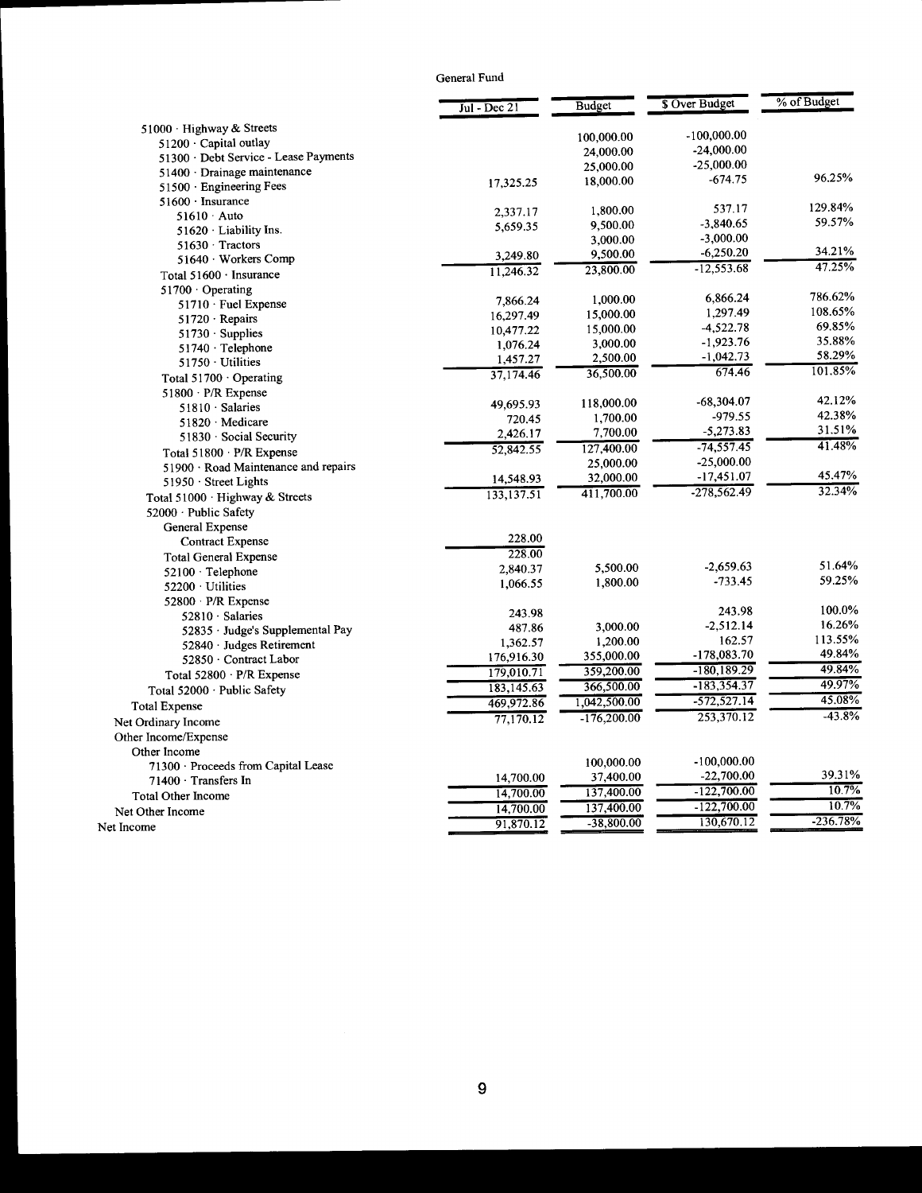General Fund

| | Jul - Dec 21 | Budget | $ Over Budget | % of Budget |
|---|---|---|---|---|
| 51000 · Highway & Streets | | | | |
| 51200 · Capital outlay | | 100,000.00 | -100,000.00 | |
| 51300 · Debt Service - Lease Payments | | 24,000.00 | -24,000.00 | |
| 51400 · Drainage maintenance | | 25,000.00 | -25,000.00 | |
| 51500 · Engineering Fees | 17,325.25 | 18,000.00 | -674.75 | 96.25% |
| 51600 · Insurance | | | | |
| 51610 · Auto | 2,337.17 | 1,800.00 | 537.17 | 129.84% |
| 51620 · Liability Ins. | 5,659.35 | 9,500.00 | -3,840.65 | 59.57% |
| 51630 · Tractors | | 3,000.00 | -3,000.00 | |
| 51640 · Workers Comp | 3,249.80 | 9,500.00 | -6,250.20 | 34.21% |
| Total 51600 · Insurance | 11,246.32 | 23,800.00 | -12,553.68 | 47.25% |
| 51700 · Operating | | | | |
| 51710 · Fuel Expense | 7,866.24 | 1,000.00 | 6,866.24 | 786.62% |
| 51720 · Repairs | 16,297.49 | 15,000.00 | 1,297.49 | 108.65% |
| 51730 · Supplies | 10,477.22 | 15,000.00 | -4,522.78 | 69.85% |
| 51740 · Telephone | 1,076.24 | 3,000.00 | -1,923.76 | 35.88% |
| 51750 · Utilities | 1,457.27 | 2,500.00 | -1,042.73 | 58.29% |
| Total 51700 · Operating | 37,174.46 | 36,500.00 | 674.46 | 101.85% |
| 51800 · P/R Expense | | | | |
| 51810 · Salaries | 49,695.93 | 118,000.00 | -68,304.07 | 42.12% |
| 51820 · Medicare | 720.45 | 1,700.00 | -979.55 | 42.38% |
| 51830 · Social Security | 2,426.17 | 7,700.00 | -5,273.83 | 31.51% |
| Total 51800 · P/R Expense | 52,842.55 | 127,400.00 | -74,557.45 | 41.48% |
| 51900 · Road Maintenance and repairs | | 25,000.00 | -25,000.00 | |
| 51950 · Street Lights | 14,548.93 | 32,000.00 | -17,451.07 | 45.47% |
| Total 51000 · Highway & Streets | 133,137.51 | 411,700.00 | -278,562.49 | 32.34% |
| 52000 · Public Safety | | | | |
| General Expense | | | | |
| Contract Expense | 228.00 | | | |
| Total General Expense | 228.00 | | | |
| 52100 · Telephone | 2,840.37 | 5,500.00 | -2,659.63 | 51.64% |
| 52200 · Utilities | 1,066.55 | 1,800.00 | -733.45 | 59.25% |
| 52800 · P/R Expense | | | | |
| 52810 · Salaries | 243.98 | | 243.98 | 100.0% |
| 52835 · Judge's Supplemental Pay | 487.86 | 3,000.00 | -2,512.14 | 16.26% |
| 52840 · Judges Retirement | 1,362.57 | 1,200.00 | 162.57 | 113.55% |
| 52850 · Contract Labor | 176,916.30 | 355,000.00 | -178,083.70 | 49.84% |
| Total 52800 · P/R Expense | 179,010.71 | 359,200.00 | -180,189.29 | 49.84% |
| Total 52000 · Public Safety | 183,145.63 | 366,500.00 | -183,354.37 | 49.97% |
| Total Expense | 469,972.86 | 1,042,500.00 | -572,527.14 | 45.08% |
| Net Ordinary Income | 77,170.12 | -176,200.00 | 253,370.12 | -43.8% |
| Other Income/Expense | | | | |
| Other Income | | | | |
| 71300 · Proceeds from Capital Lease | | 100,000.00 | -100,000.00 | |
| 71400 · Transfers In | 14,700.00 | 37,400.00 | -22,700.00 | 39.31% |
| Total Other Income | 14,700.00 | 137,400.00 | -122,700.00 | 10.7% |
| Net Other Income | 14,700.00 | 137,400.00 | -122,700.00 | 10.7% |
| Net Income | 91,870.12 | -38,800.00 | 130,670.12 | -236.78% |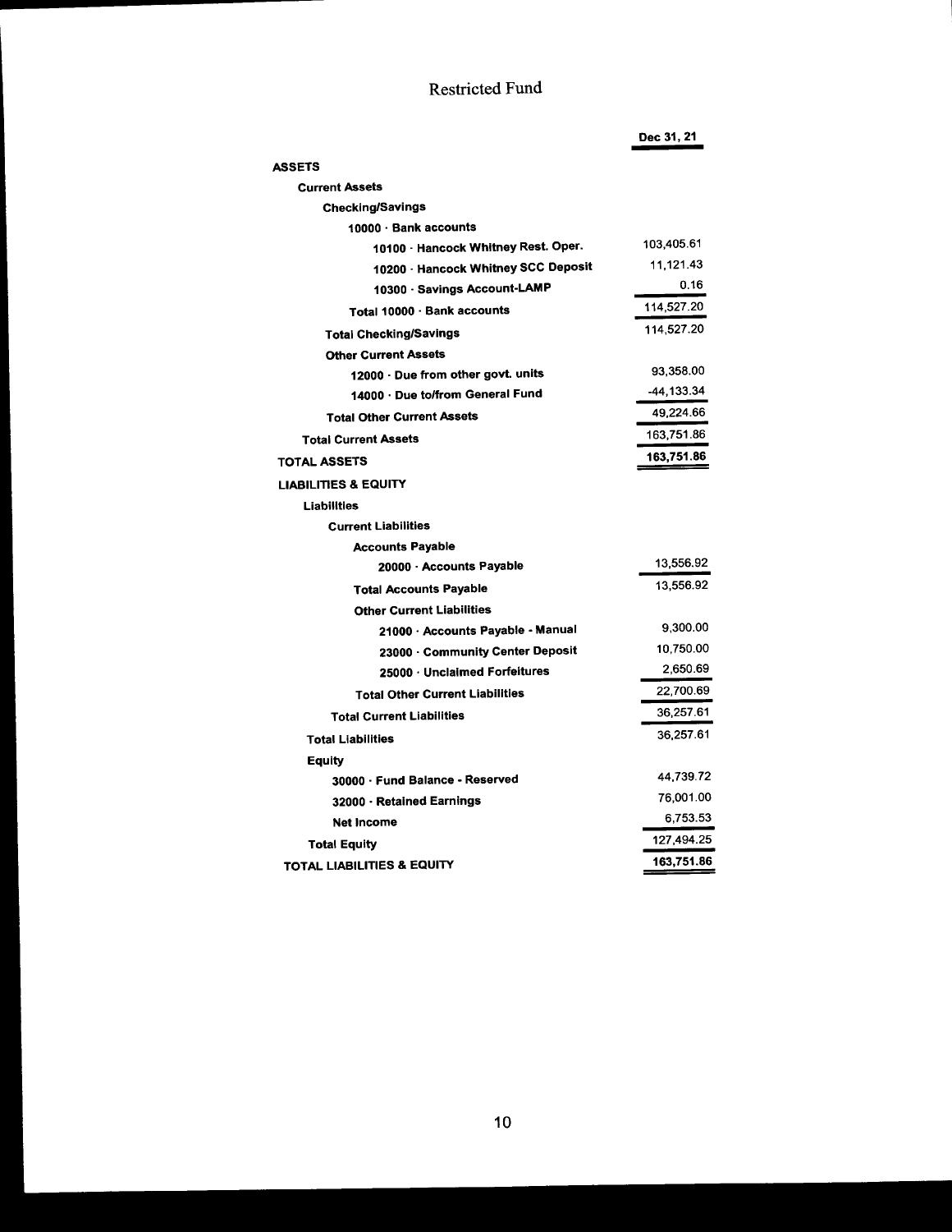# Restricted Fund

| | Dec 31, 21 |
|---|---|
| **ASSETS** | |
| **Current Assets** | |
| **Checking/Savings** | |
| **10000 · Bank accounts** | |
| **10100 · Hancock Whitney Rest. Oper.** | 103,405.61 |
| **10200 · Hancock Whitney SCC Deposit** | 11,121.43 |
| **10300 · Savings Account-LAMP** | 0.16 |
| **Total 10000 · Bank accounts** | 114,527.20 |
| **Total Checking/Savings** | 114,527.20 |
| **Other Current Assets** | |
| **12000 · Due from other govt. units** | 93,358.00 |
| **14000 · Due to/from General Fund** | -44,133.34 |
| **Total Other Current Assets** | 49,224.66 |
| **Total Current Assets** | 163,751.86 |
| **TOTAL ASSETS** | **163,751.86** |
| **LIABILITIES & EQUITY** | |
| **Liabilities** | |
| **Current Liabilities** | |
| **Accounts Payable** | |
| **20000 · Accounts Payable** | 13,556.92 |
| **Total Accounts Payable** | 13,556.92 |
| **Other Current Liabilities** | |
| **21000 · Accounts Payable - Manual** | 9,300.00 |
| **23000 · Community Center Deposit** | 10,750.00 |
| **25000 · Unclaimed Forfeitures** | 2,650.69 |
| **Total Other Current Liabilities** | 22,700.69 |
| **Total Current Liabilities** | 36,257.61 |
| **Total Liabilities** | 36,257.61 |
| **Equity** | |
| **30000 · Fund Balance - Reserved** | 44,739.72 |
| **32000 · Retained Earnings** | 76,001.00 |
| **Net Income** | 6,753.53 |
| **Total Equity** | 127,494.25 |
| **TOTAL LIABILITIES & EQUITY** | **163,751.86** |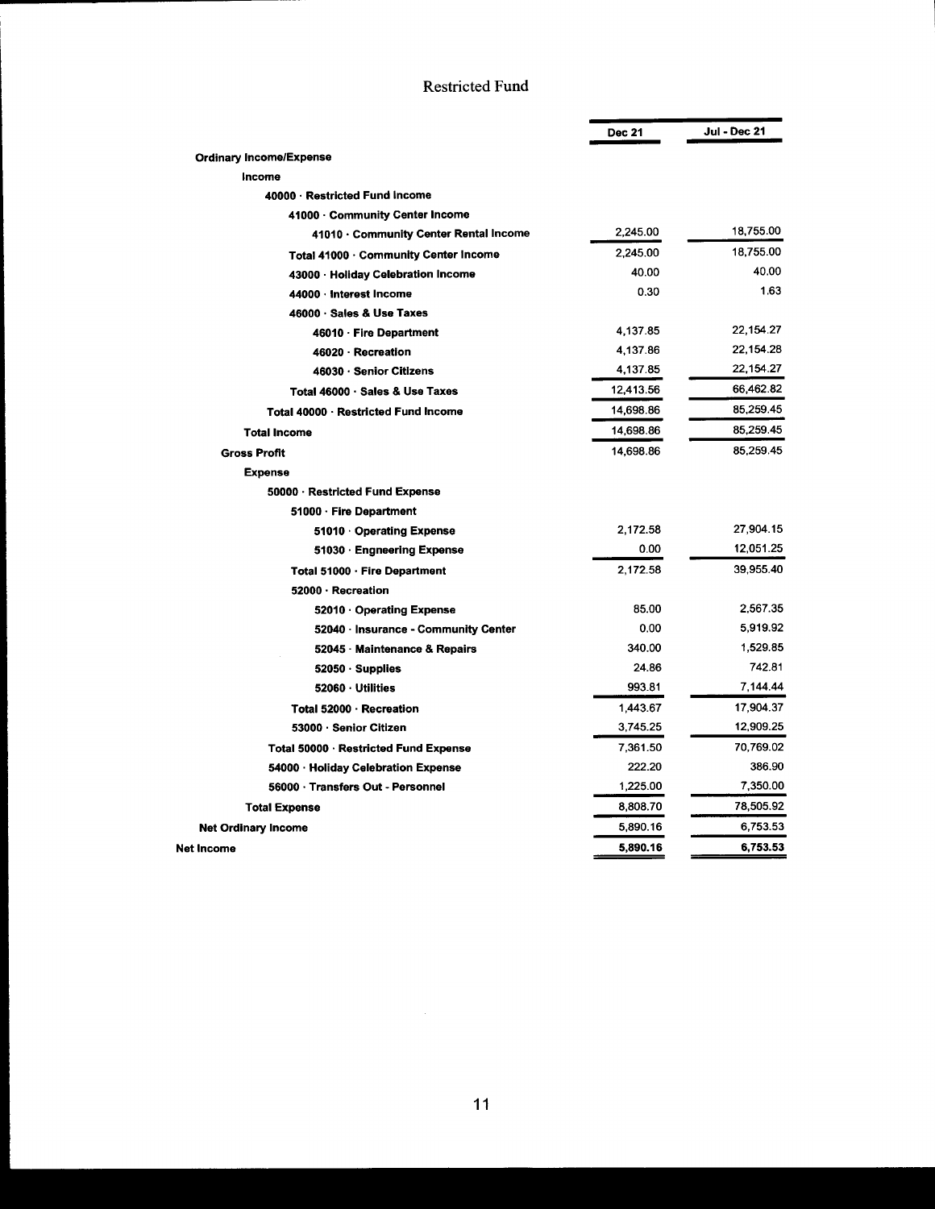# Restricted Fund

| | Dec 21 | Jul - Dec 21 |
|---|---|---|
| **Ordinary Income/Expense** | | |
| **Income** | | |
| **40000 · Restricted Fund Income** | | |
| **41000 · Community Center Income** | | |
| **41010 · Community Center Rental Income** | 2,245.00 | 18,755.00 |
| **Total 41000 · Community Center Income** | 2,245.00 | 18,755.00 |
| **43000 · Holiday Celebration Income** | 40.00 | 40.00 |
| **44000 · Interest Income** | 0.30 | 1.63 |
| **46000 · Sales & Use Taxes** | | |
| **46010 · Fire Department** | 4,137.85 | 22,154.27 |
| **46020 · Recreation** | 4,137.86 | 22,154.28 |
| **46030 · Senior Citizens** | 4,137.85 | 22,154.27 |
| **Total 46000 · Sales & Use Taxes** | 12,413.56 | 66,462.82 |
| **Total 40000 · Restricted Fund Income** | 14,698.86 | 85,259.45 |
| **Total Income** | 14,698.86 | 85,259.45 |
| **Gross Profit** | 14,698.86 | 85,259.45 |
| **Expense** | | |
| **50000 · Restricted Fund Expense** | | |
| **51000 · Fire Department** | | |
| **51010 · Operating Expense** | 2,172.58 | 27,904.15 |
| **51030 · Engneering Expense** | 0.00 | 12,051.25 |
| **Total 51000 · Fire Department** | 2,172.58 | 39,955.40 |
| **52000 · Recreation** | | |
| **52010 · Operating Expense** | 85.00 | 2,567.35 |
| **52040 · Insurance - Community Center** | 0.00 | 5,919.92 |
| **52045 · Maintenance & Repairs** | 340.00 | 1,529.85 |
| **52050 · Supplies** | 24.86 | 742.81 |
| **52060 · Utilities** | 993.81 | 7,144.44 |
| **Total 52000 · Recreation** | 1,443.67 | 17,904.37 |
| **53000 · Senior Citizen** | 3,745.25 | 12,909.25 |
| **Total 50000 · Restricted Fund Expense** | 7,361.50 | 70,769.02 |
| **54000 · Holiday Celebration Expense** | 222.20 | 386.90 |
| **56000 · Transfers Out - Personnel** | 1,225.00 | 7,350.00 |
| **Total Expense** | 8,808.70 | 78,505.92 |
| **Net Ordinary Income** | 5,890.16 | 6,753.53 |
| **Net Income** | **5,890.16** | **6,753.53** |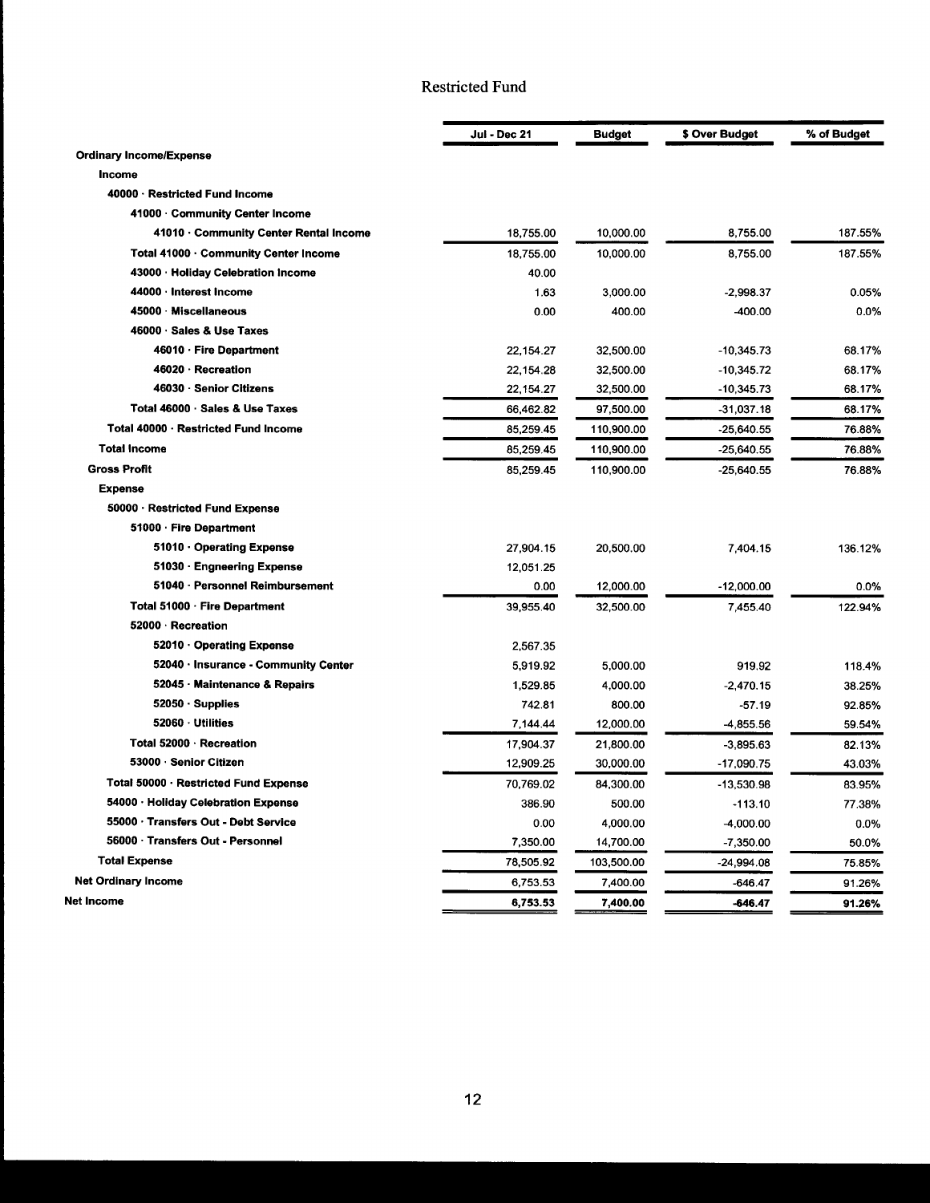# Restricted Fund

| | Jul - Dec 21 | Budget | $ Over Budget | % of Budget |
|---|---|---|---|---|
| **Ordinary Income/Expense** | | | | |
| **Income** | | | | |
| **40000 · Restricted Fund Income** | | | | |
| **41000 · Community Center Income** | | | | |
| **41010 · Community Center Rental Income** | 18,755.00 | 10,000.00 | 8,755.00 | 187.55% |
| **Total 41000 · Community Center Income** | 18,755.00 | 10,000.00 | 8,755.00 | 187.55% |
| **43000 · Holiday Celebration Income** | 40.00 | | | |
| **44000 · Interest Income** | 1.63 | 3,000.00 | -2,998.37 | 0.05% |
| **45000 · Miscellaneous** | 0.00 | 400.00 | -400.00 | 0.0% |
| **46000 · Sales & Use Taxes** | | | | |
| **46010 · Fire Department** | 22,154.27 | 32,500.00 | -10,345.73 | 68.17% |
| **46020 · Recreation** | 22,154.28 | 32,500.00 | -10,345.72 | 68.17% |
| **46030 · Senior Citizens** | 22,154.27 | 32,500.00 | -10,345.73 | 68.17% |
| **Total 46000 · Sales & Use Taxes** | 66,462.82 | 97,500.00 | -31,037.18 | 68.17% |
| **Total 40000 · Restricted Fund Income** | 85,259.45 | 110,900.00 | -25,640.55 | 76.88% |
| **Total Income** | 85,259.45 | 110,900.00 | -25,640.55 | 76.88% |
| **Gross Profit** | 85,259.45 | 110,900.00 | -25,640.55 | 76.88% |
| **Expense** | | | | |
| **50000 · Restricted Fund Expense** | | | | |
| **51000 · Fire Department** | | | | |
| **51010 · Operating Expense** | 27,904.15 | 20,500.00 | 7,404.15 | 136.12% |
| **51030 · Engneering Expense** | 12,051.25 | | | |
| **51040 · Personnel Reimbursement** | 0.00 | 12,000.00 | -12,000.00 | 0.0% |
| **Total 51000 · Fire Department** | 39,955.40 | 32,500.00 | 7,455.40 | 122.94% |
| **52000 · Recreation** | | | | |
| **52010 · Operating Expense** | 2,567.35 | | | |
| **52040 · Insurance - Community Center** | 5,919.92 | 5,000.00 | 919.92 | 118.4% |
| **52045 · Maintenance & Repairs** | 1,529.85 | 4,000.00 | -2,470.15 | 38.25% |
| **52050 · Supplies** | 742.81 | 800.00 | -57.19 | 92.85% |
| **52060 · Utilities** | 7,144.44 | 12,000.00 | -4,855.56 | 59.54% |
| **Total 52000 · Recreation** | 17,904.37 | 21,800.00 | -3,895.63 | 82.13% |
| **53000 · Senior Citizen** | 12,909.25 | 30,000.00 | -17,090.75 | 43.03% |
| **Total 50000 · Restricted Fund Expense** | 70,769.02 | 84,300.00 | -13,530.98 | 83.95% |
| **54000 · Holiday Celebration Expense** | 386.90 | 500.00 | -113.10 | 77.38% |
| **55000 · Transfers Out - Debt Service** | 0.00 | 4,000.00 | -4,000.00 | 0.0% |
| **56000 · Transfers Out - Personnel** | 7,350.00 | 14,700.00 | -7,350.00 | 50.0% |
| **Total Expense** | 78,505.92 | 103,500.00 | -24,994.08 | 75.85% |
| **Net Ordinary Income** | 6,753.53 | 7,400.00 | -646.47 | 91.26% |
| **Net Income** | **6,753.53** | **7,400.00** | **-646.47** | **91.26%** |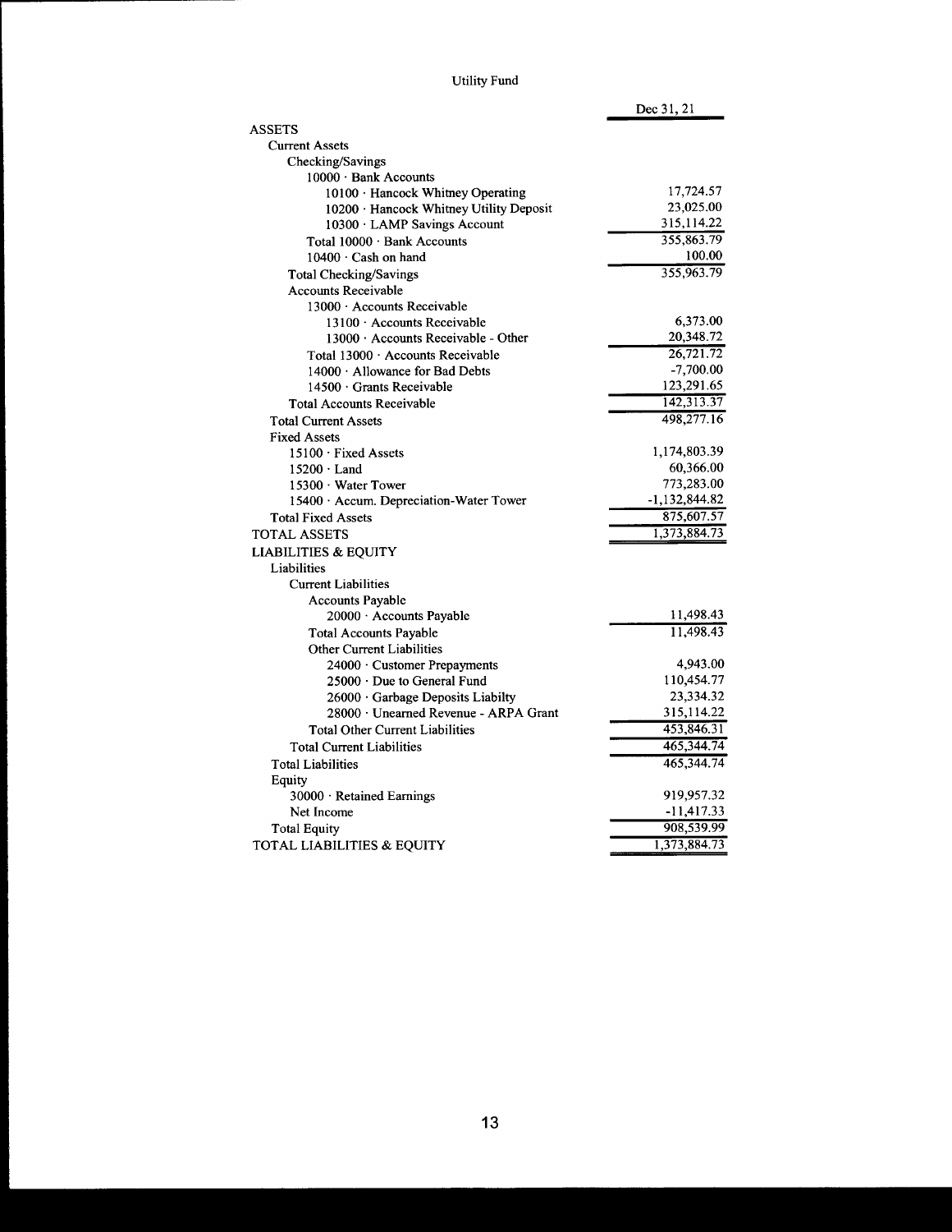# Utility Fund

| | Dec 31, 21 |
|---|---|
| ASSETS | |
| Current Assets | |
| Checking/Savings | |
| 10000 · Bank Accounts | |
| 10100 · Hancock Whitney Operating | 17,724.57 |
| 10200 · Hancock Whitney Utility Deposit | 23,025.00 |
| 10300 · LAMP Savings Account | 315,114.22 |
| Total 10000 · Bank Accounts | 355,863.79 |
| 10400 · Cash on hand | 100.00 |
| Total Checking/Savings | 355,963.79 |
| Accounts Receivable | |
| 13000 · Accounts Receivable | |
| 13100 · Accounts Receivable | 6,373.00 |
| 13000 · Accounts Receivable - Other | 20,348.72 |
| Total 13000 · Accounts Receivable | 26,721.72 |
| 14000 · Allowance for Bad Debts | -7,700.00 |
| 14500 · Grants Receivable | 123,291.65 |
| Total Accounts Receivable | 142,313.37 |
| Total Current Assets | 498,277.16 |
| Fixed Assets | |
| 15100 · Fixed Assets | 1,174,803.39 |
| 15200 · Land | 60,366.00 |
| 15300 · Water Tower | 773,283.00 |
| 15400 · Accum. Depreciation-Water Tower | -1,132,844.82 |
| Total Fixed Assets | 875,607.57 |
| TOTAL ASSETS | 1,373,884.73 |
| LIABILITIES & EQUITY | |
| Liabilities | |
| Current Liabilities | |
| Accounts Payable | |
| 20000 · Accounts Payable | 11,498.43 |
| Total Accounts Payable | 11,498.43 |
| Other Current Liabilities | |
| 24000 · Customer Prepayments | 4,943.00 |
| 25000 · Due to General Fund | 110,454.77 |
| 26000 · Garbage Deposits Liabilty | 23,334.32 |
| 28000 · Unearned Revenue - ARPA Grant | 315,114.22 |
| Total Other Current Liabilities | 453,846.31 |
| Total Current Liabilities | 465,344.74 |
| Total Liabilities | 465,344.74 |
| Equity | |
| 30000 · Retained Earnings | 919,957.32 |
| Net Income | -11,417.33 |
| Total Equity | 908,539.99 |
| TOTAL LIABILITIES & EQUITY | 1,373,884.73 |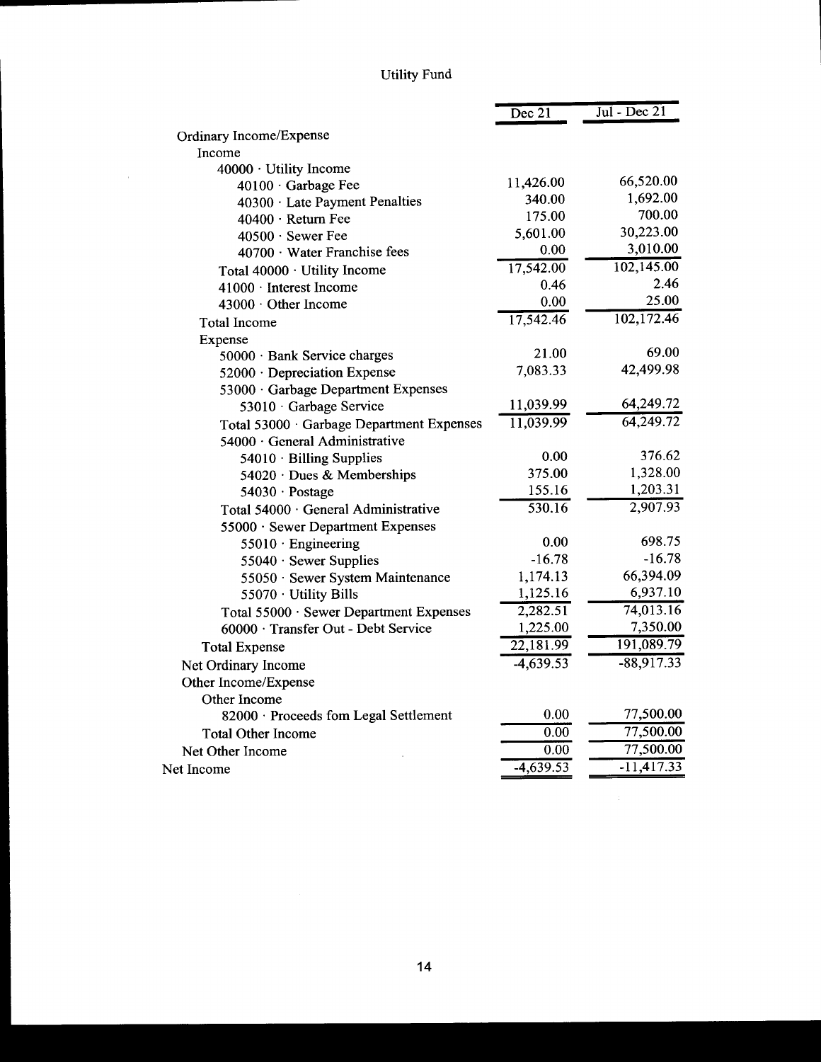# Utility Fund

| | Dec 21 | Jul - Dec 21 |
|---|---|---|
| Ordinary Income/Expense | | |
| Income | | |
| 40000 · Utility Income | | |
| 40100 · Garbage Fee | 11,426.00 | 66,520.00 |
| 40300 · Late Payment Penalties | 340.00 | 1,692.00 |
| 40400 · Return Fee | 175.00 | 700.00 |
| 40500 · Sewer Fee | 5,601.00 | 30,223.00 |
| 40700 · Water Franchise fees | 0.00 | 3,010.00 |
| Total 40000 · Utility Income | 17,542.00 | 102,145.00 |
| 41000 · Interest Income | 0.46 | 2.46 |
| 43000 · Other Income | 0.00 | 25.00 |
| Total Income | 17,542.46 | 102,172.46 |
| Expense | | |
| 50000 · Bank Service charges | 21.00 | 69.00 |
| 52000 · Depreciation Expense | 7,083.33 | 42,499.98 |
| 53000 · Garbage Department Expenses | | |
| 53010 · Garbage Service | 11,039.99 | 64,249.72 |
| Total 53000 · Garbage Department Expenses | 11,039.99 | 64,249.72 |
| 54000 · General Administrative | | |
| 54010 · Billing Supplies | 0.00 | 376.62 |
| 54020 · Dues & Memberships | 375.00 | 1,328.00 |
| 54030 · Postage | 155.16 | 1,203.31 |
| Total 54000 · General Administrative | 530.16 | 2,907.93 |
| 55000 · Sewer Department Expenses | | |
| 55010 · Engineering | 0.00 | 698.75 |
| 55040 · Sewer Supplies | -16.78 | -16.78 |
| 55050 · Sewer System Maintenance | 1,174.13 | 66,394.09 |
| 55070 · Utility Bills | 1,125.16 | 6,937.10 |
| Total 55000 · Sewer Department Expenses | 2,282.51 | 74,013.16 |
| 60000 · Transfer Out - Debt Service | 1,225.00 | 7,350.00 |
| Total Expense | 22,181.99 | 191,089.79 |
| Net Ordinary Income | -4,639.53 | -88,917.33 |
| Other Income/Expense | | |
| Other Income | | |
| 82000 · Proceeds fom Legal Settlement | 0.00 | 77,500.00 |
| Total Other Income | 0.00 | 77,500.00 |
| Net Other Income | 0.00 | 77,500.00 |
| Net Income | -4,639.53 | -11,417.33 |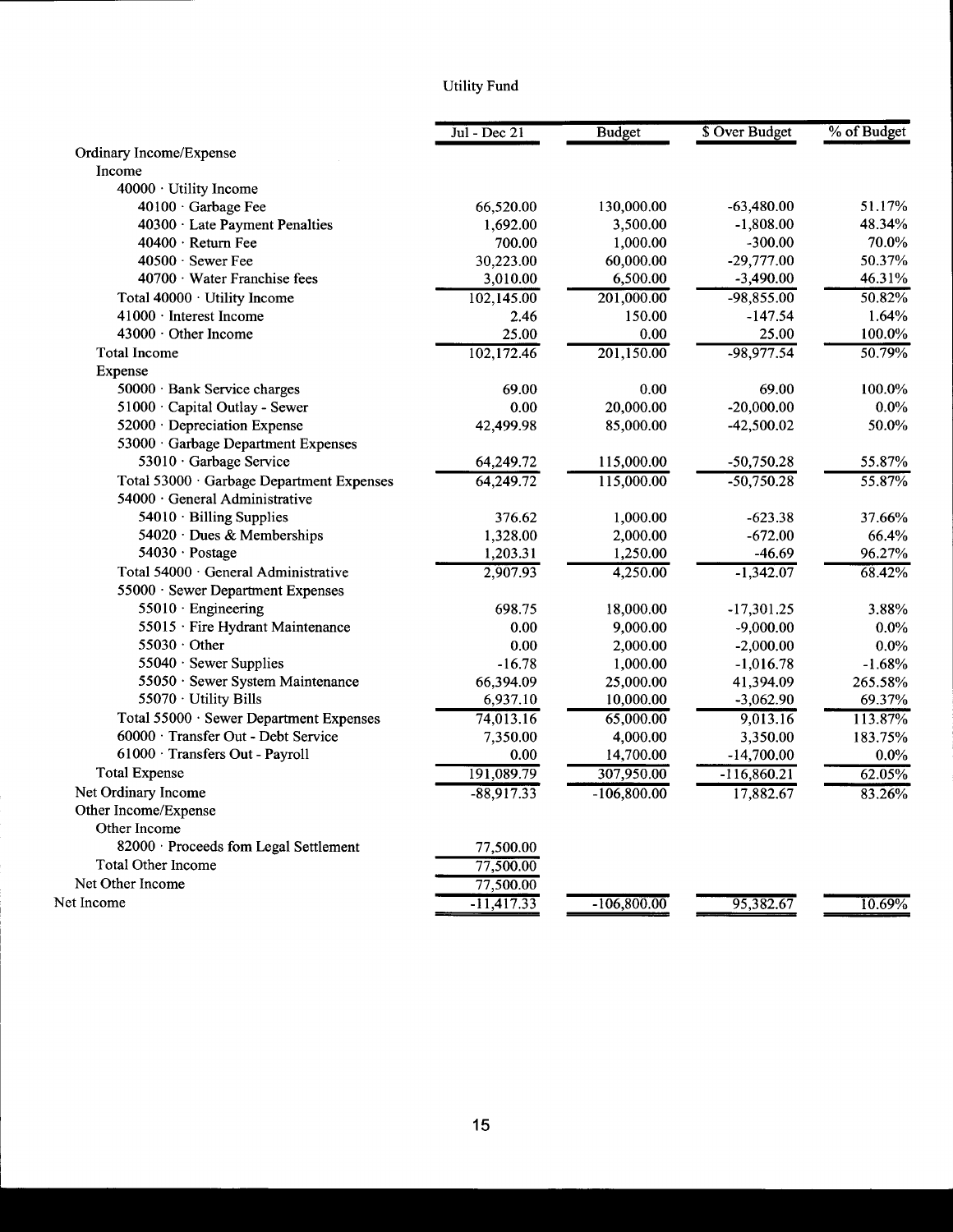# Utility Fund

| | Jul - Dec 21 | Budget | $ Over Budget | % of Budget |
|---|---|---|---|---|
| Ordinary Income/Expense | | | | |
| Income | | | | |
| 40000 · Utility Income | | | | |
| 40100 · Garbage Fee | 66,520.00 | 130,000.00 | -63,480.00 | 51.17% |
| 40300 · Late Payment Penalties | 1,692.00 | 3,500.00 | -1,808.00 | 48.34% |
| 40400 · Return Fee | 700.00 | 1,000.00 | -300.00 | 70.0% |
| 40500 · Sewer Fee | 30,223.00 | 60,000.00 | -29,777.00 | 50.37% |
| 40700 · Water Franchise fees | 3,010.00 | 6,500.00 | -3,490.00 | 46.31% |
| Total 40000 · Utility Income | 102,145.00 | 201,000.00 | -98,855.00 | 50.82% |
| 41000 · Interest Income | 2.46 | 150.00 | -147.54 | 1.64% |
| 43000 · Other Income | 25.00 | 0.00 | 25.00 | 100.0% |
| Total Income | 102,172.46 | 201,150.00 | -98,977.54 | 50.79% |
| Expense | | | | |
| 50000 · Bank Service charges | 69.00 | 0.00 | 69.00 | 100.0% |
| 51000 · Capital Outlay - Sewer | 0.00 | 20,000.00 | -20,000.00 | 0.0% |
| 52000 · Depreciation Expense | 42,499.98 | 85,000.00 | -42,500.02 | 50.0% |
| 53000 · Garbage Department Expenses | | | | |
| 53010 · Garbage Service | 64,249.72 | 115,000.00 | -50,750.28 | 55.87% |
| Total 53000 · Garbage Department Expenses | 64,249.72 | 115,000.00 | -50,750.28 | 55.87% |
| 54000 · General Administrative | | | | |
| 54010 · Billing Supplies | 376.62 | 1,000.00 | -623.38 | 37.66% |
| 54020 · Dues & Memberships | 1,328.00 | 2,000.00 | -672.00 | 66.4% |
| 54030 · Postage | 1,203.31 | 1,250.00 | -46.69 | 96.27% |
| Total 54000 · General Administrative | 2,907.93 | 4,250.00 | -1,342.07 | 68.42% |
| 55000 · Sewer Department Expenses | | | | |
| 55010 · Engineering | 698.75 | 18,000.00 | -17,301.25 | 3.88% |
| 55015 · Fire Hydrant Maintenance | 0.00 | 9,000.00 | -9,000.00 | 0.0% |
| 55030 · Other | 0.00 | 2,000.00 | -2,000.00 | 0.0% |
| 55040 · Sewer Supplies | -16.78 | 1,000.00 | -1,016.78 | -1.68% |
| 55050 · Sewer System Maintenance | 66,394.09 | 25,000.00 | 41,394.09 | 265.58% |
| 55070 · Utility Bills | 6,937.10 | 10,000.00 | -3,062.90 | 69.37% |
| Total 55000 · Sewer Department Expenses | 74,013.16 | 65,000.00 | 9,013.16 | 113.87% |
| 60000 · Transfer Out - Debt Service | 7,350.00 | 4,000.00 | 3,350.00 | 183.75% |
| 61000 · Transfers Out - Payroll | 0.00 | 14,700.00 | -14,700.00 | 0.0% |
| Total Expense | 191,089.79 | 307,950.00 | -116,860.21 | 62.05% |
| Net Ordinary Income | -88,917.33 | -106,800.00 | 17,882.67 | 83.26% |
| Other Income/Expense | | | | |
| Other Income | | | | |
| 82000 · Proceeds fom Legal Settlement | 77,500.00 | | | |
| Total Other Income | 77,500.00 | | | |
| Net Other Income | 77,500.00 | | | |
| Net Income | -11,417.33 | -106,800.00 | 95,382.67 | 10.69% |